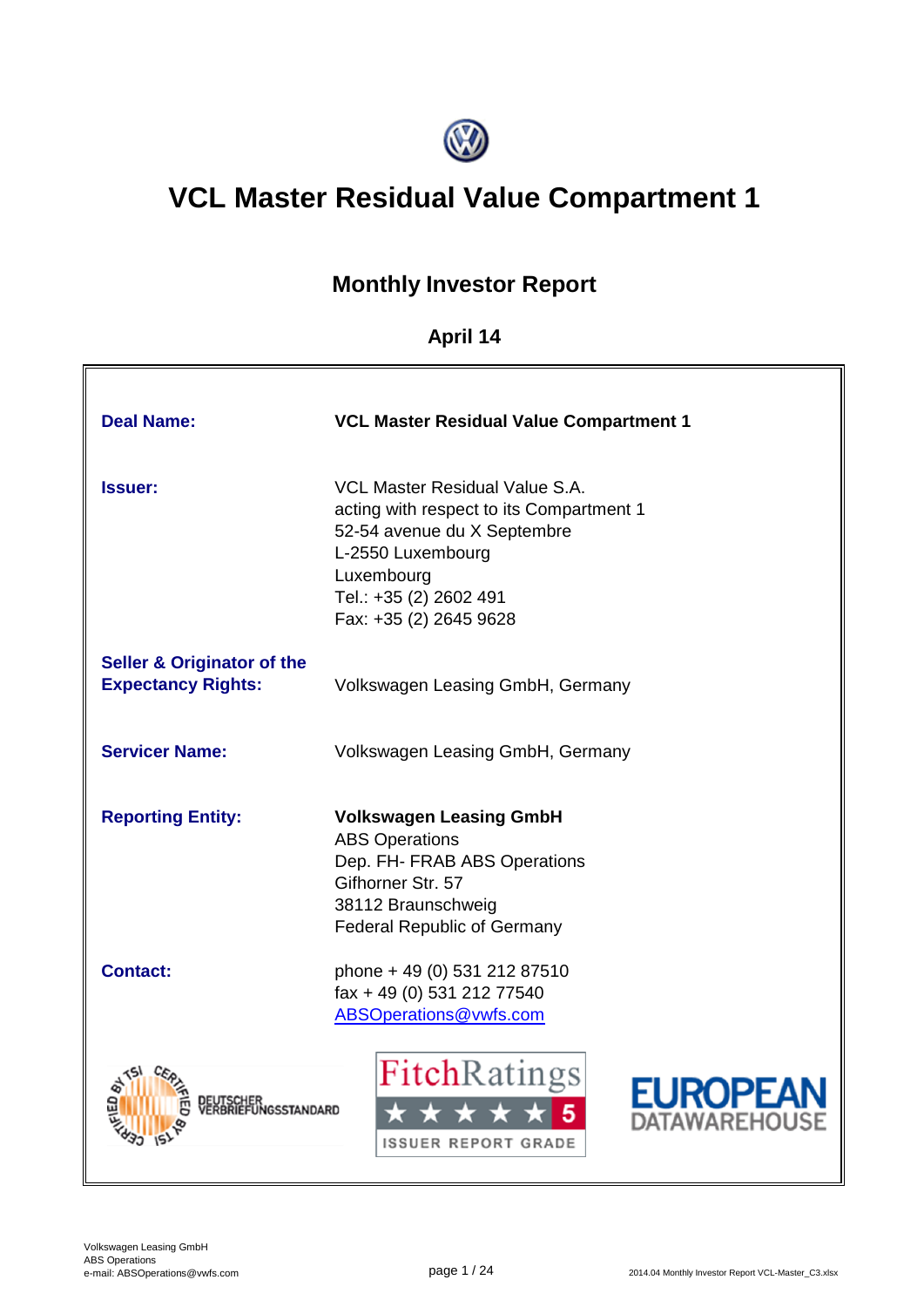# VCL Master Residual Value Compartment 1

## Monthly Investor Report

### April 14

| | |
|---|---|
| **Deal Name:** | **VCL Master Residual Value Compartment 1** |
| **Issuer:** | VCL Master Residual Value S.A.<br>acting with respect to its Compartment 1<br>52-54 avenue du X Septembre<br>L-2550 Luxembourg<br>Luxembourg<br>Tel.: +35 (2) 2602 491<br>Fax: +35 (2) 2645 9628 |
| **Seller & Originator of the Expectancy Rights:** | Volkswagen Leasing GmbH, Germany |
| **Servicer Name:** | Volkswagen Leasing GmbH, Germany |
| **Reporting Entity:** | **Volkswagen Leasing GmbH**<br>ABS Operations<br>Dep. FH- FRAB ABS Operations<br>Gifhorner Str. 57<br>38112 Braunschweig<br>Federal Republic of Germany |
| **Contact:** | phone + 49 (0) 531 212 87510<br>fax + 49 (0) 531 212 77540<br>ABSOperations@vwfs.com |

CERTIFIED BY TSI – DEUTSCHER VERBRIEFUNGSSTANDARD

FitchRatings ★★★★★ 5 ISSUER REPORT GRADE

EUROPEAN DATAWAREHOUSE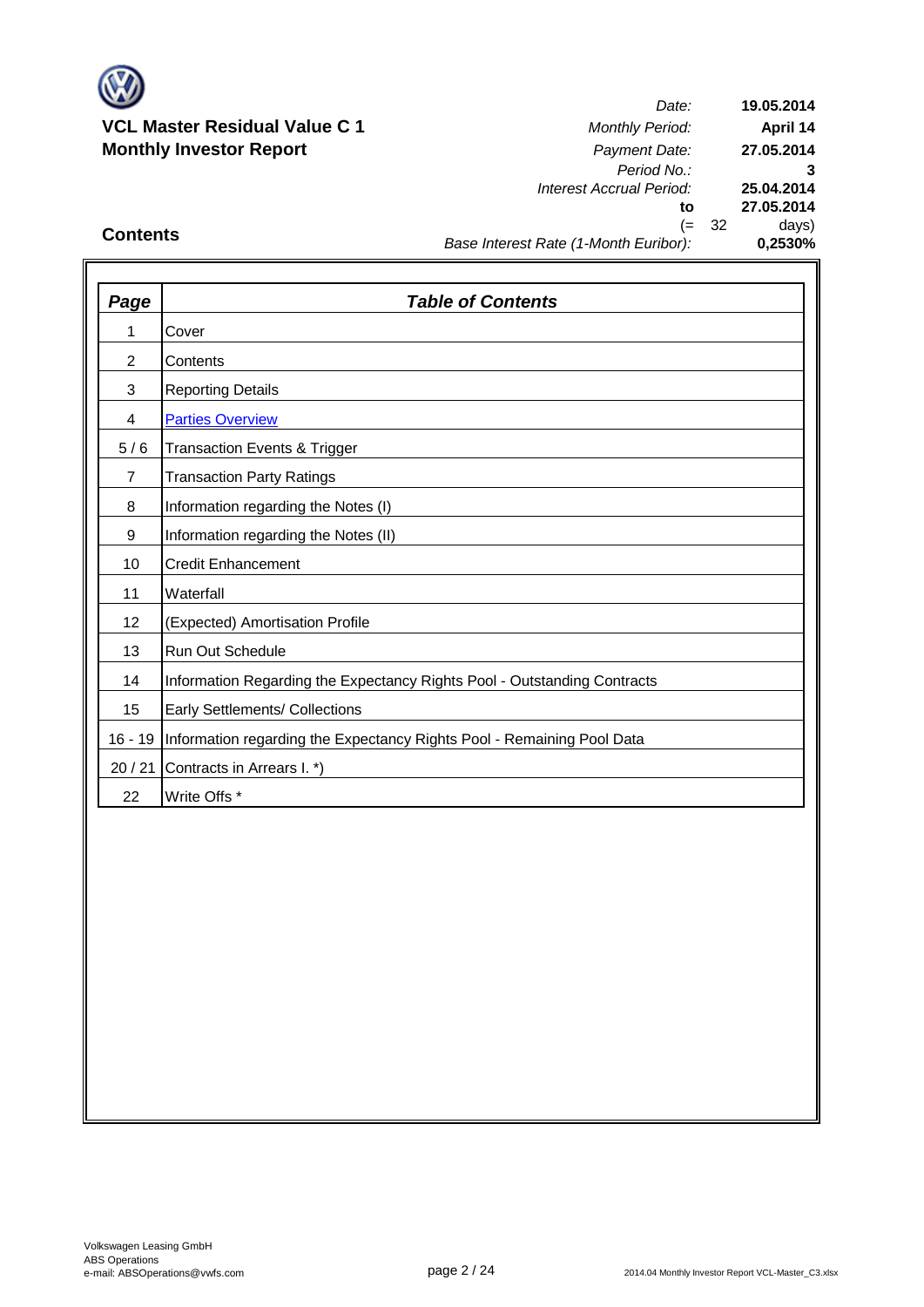**VCL Master Residual Value C 1**
**Monthly Investor Report**

| | |
|---|---|
| *Date:* | **19.05.2014** |
| *Monthly Period:* | **April 14** |
| *Payment Date:* | **27.05.2014** |
| *Period No.:* | **3** |
| *Interest Accrual Period:* | **25.04.2014** |
| **to** | **27.05.2014** |
| (= 32 | days) |
| *Base Interest Rate (1-Month Euribor):* | **0,2530%** |

## Contents

| *Page* | *Table of Contents* |
|---|---|
| 1 | Cover |
| 2 | Contents |
| 3 | Reporting Details |
| 4 | Parties Overview |
| 5 / 6 | Transaction Events & Trigger |
| 7 | Transaction Party Ratings |
| 8 | Information regarding the Notes (I) |
| 9 | Information regarding the Notes (II) |
| 10 | Credit Enhancement |
| 11 | Waterfall |
| 12 | (Expected) Amortisation Profile |
| 13 | Run Out Schedule |
| 14 | Information Regarding the Expectancy Rights Pool - Outstanding Contracts |
| 15 | Early Settlements/ Collections |
| 16 - 19 | Information regarding the Expectancy Rights Pool - Remaining Pool Data |
| 20 / 21 | Contracts in Arrears I. *) |
| 22 | Write Offs * |

Volkswagen Leasing GmbH
ABS Operations
e-mail: ABSOperations@vwfs.com

2014.04 Monthly Investor Report VCL-Master_C3.xlsx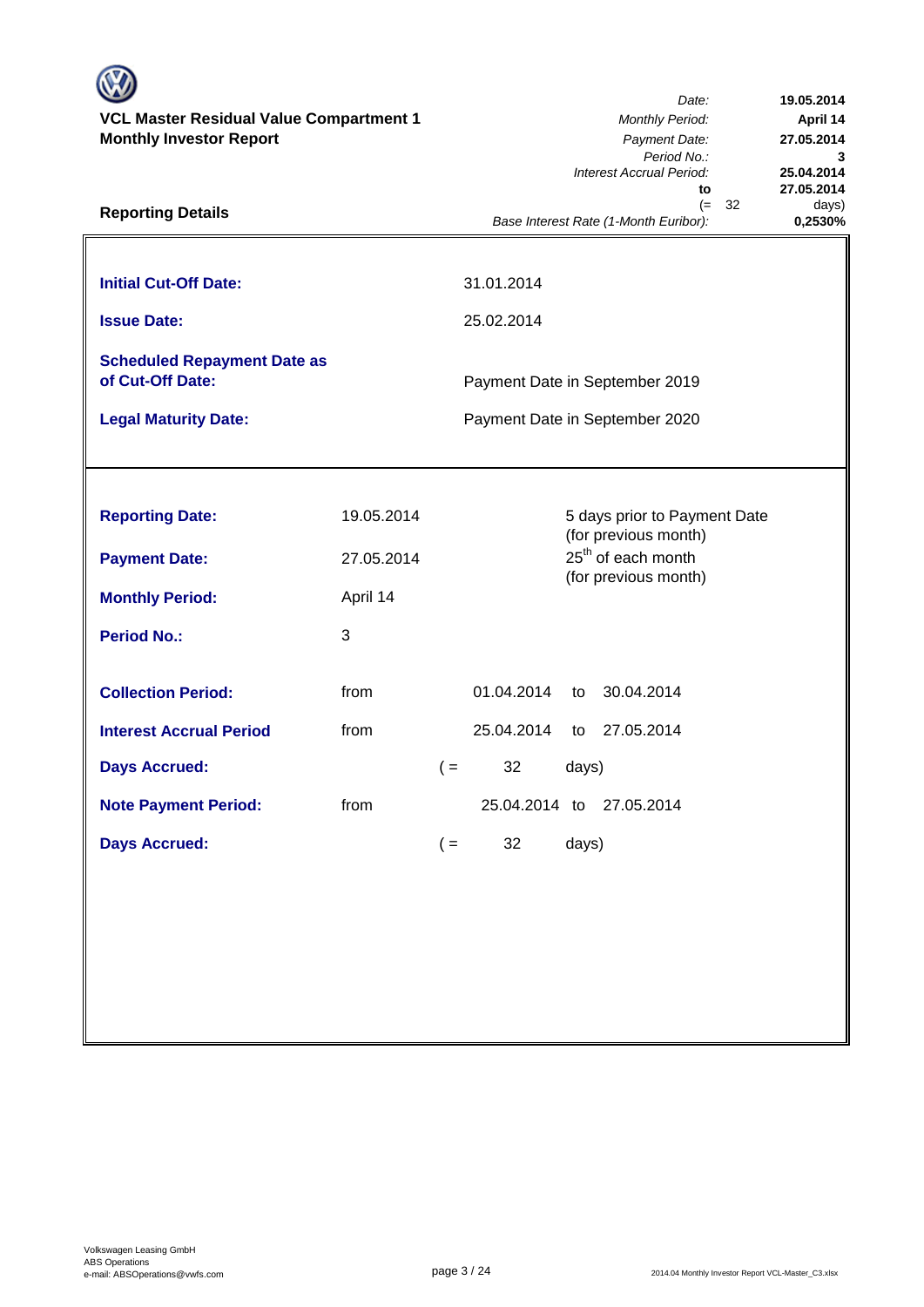**VCL Master Residual Value Compartment 1**
**Monthly Investor Report**

| | |
|---|---|
| *Date:* | **19.05.2014** |
| *Monthly Period:* | **April 14** |
| *Payment Date:* | **27.05.2014** |
| *Period No.:* | **3** |
| *Interest Accrual Period:* | **25.04.2014** |
| **to** | **27.05.2014** |
| (= 32 | days) |
| *Base Interest Rate (1-Month Euribor):* | **0,2530%** |

## Reporting Details

| | |
|---|---|
| **Initial Cut-Off Date:** | 31.01.2014 |
| **Issue Date:** | 25.02.2014 |
| **Scheduled Repayment Date as of Cut-Off Date:** | Payment Date in September 2019 |
| **Legal Maturity Date:** | Payment Date in September 2020 |

| | | | | |
|---|---|---|---|---|
| **Reporting Date:** | 19.05.2014 | | | 5 days prior to Payment Date (for previous month) |
| **Payment Date:** | 27.05.2014 | | | 25th of each month (for previous month) |
| **Monthly Period:** | April 14 | | | |
| **Period No.:** | 3 | | | |
| **Collection Period:** | from | 01.04.2014 | to | 30.04.2014 |
| **Interest Accrual Period** | from | 25.04.2014 | to | 27.05.2014 |
| **Days Accrued:** | | ( = 32 | days) | |
| **Note Payment Period:** | from | 25.04.2014 | to | 27.05.2014 |
| **Days Accrued:** | | ( = 32 | days) | |

Volkswagen Leasing GmbH
ABS Operations
e-mail: ABSOperations@vwfs.com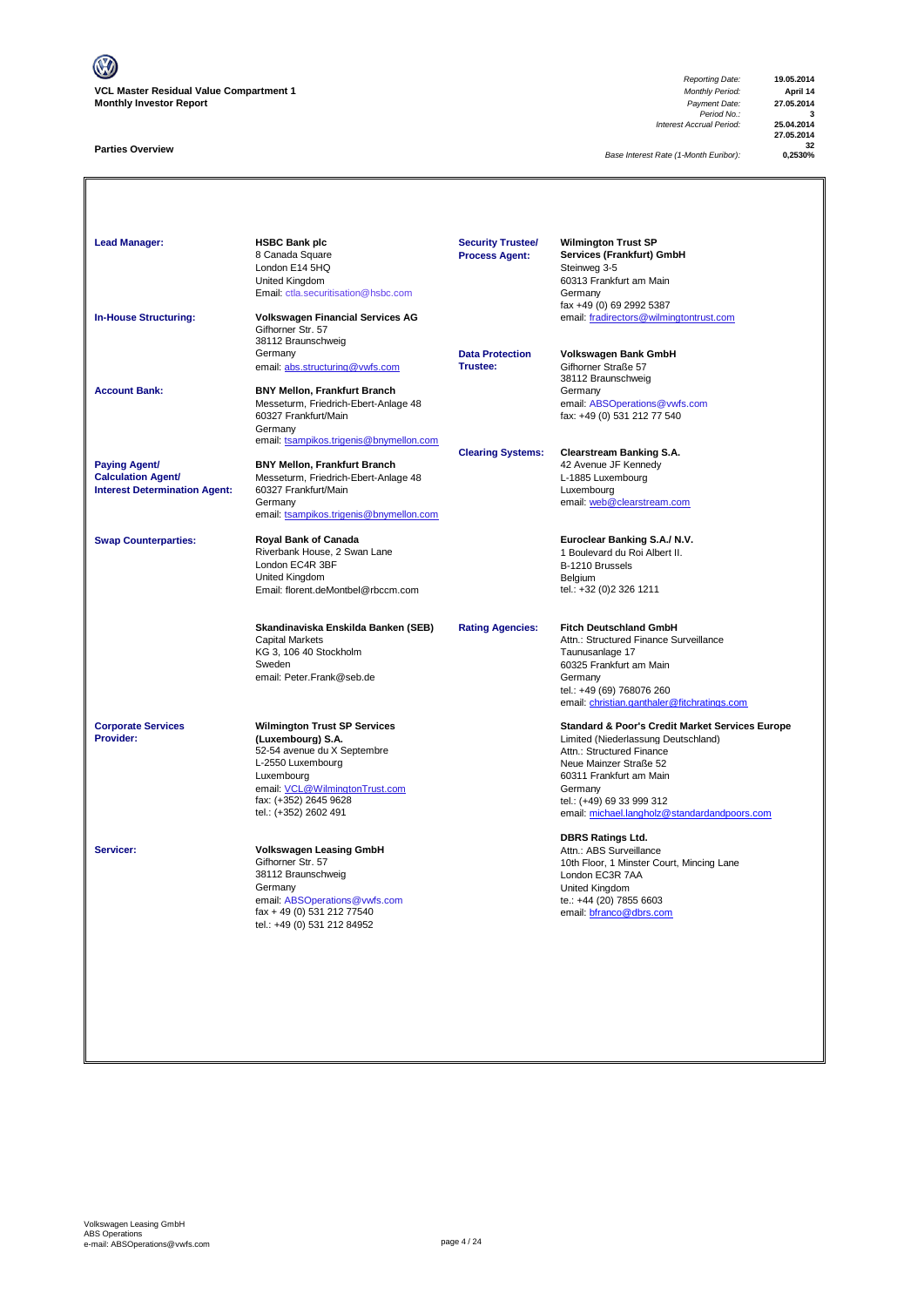**VCL Master Residual Value Compartment 1**
**Monthly Investor Report**

| | |
|---|---|
| *Reporting Date:* | **19.05.2014** |
| *Monthly Period:* | **April 14** |
| *Payment Date:* | **27.05.2014** |
| *Period No.:* | **3** |
| *Interest Accrual Period:* | **25.04.2014** |
| | **27.05.2014** |
| | **32** |
| *Base Interest Rate (1-Month Euribor):* | **0,2530%** |

## Parties Overview

**Lead Manager:**
**HSBC Bank plc**
8 Canada Square
London E14 5HQ
United Kingdom
Email: ctla.securitisation@hsbc.com

**In-House Structuring:**
**Volkswagen Financial Services AG**
Gifhorner Str. 57
38112 Braunschweig
Germany
email: abs.structuring@vwfs.com

**Account Bank:**
**BNY Mellon, Frankfurt Branch**
Messeturm, Friedrich-Ebert-Anlage 48
60327 Frankfurt/Main
Germany
email: tsampikos.trigenis@bnymellon.com

**Paying Agent/ Calculation Agent/ Interest Determination Agent:**
**BNY Mellon, Frankfurt Branch**
Messeturm, Friedrich-Ebert-Anlage 48
60327 Frankfurt/Main
Germany
email: tsampikos.trigenis@bnymellon.com

**Swap Counterparties:**
**Royal Bank of Canada**
Riverbank House, 2 Swan Lane
London EC4R 3BF
United Kingdom
Email: florent.deMontbel@rbccm.com

**Skandinaviska Enskilda Banken (SEB)**
Capital Markets
KG 3, 106 40 Stockholm
Sweden
email: Peter.Frank@seb.de

**Corporate Services Provider:**
**Wilmington Trust SP Services (Luxembourg) S.A.**
52-54 avenue du X Septembre
L-2550 Luxembourg
Luxembourg
email: VCL@WilmingtonTrust.com
fax: (+352) 2645 9628
tel.: (+352) 2602 491

**Servicer:**
**Volkswagen Leasing GmbH**
Gifhorner Str. 57
38112 Braunschweig
Germany
email: ABSOperations@vwfs.com
fax + 49 (0) 531 212 77540
tel.: +49 (0) 531 212 84952

**Security Trustee/ Process Agent:**
**Wilmington Trust SP Services (Frankfurt) GmbH**
Steinweg 3-5
60313 Frankfurt am Main
Germany
fax +49 (0) 69 2992 5387
email: fradirectors@wilmingtontrust.com

**Data Protection Trustee:**
**Volkswagen Bank GmbH**
Gifhorner Straße 57
38112 Braunschweig
Germany
email: ABSOperations@vwfs.com
fax: +49 (0) 531 212 77 540

**Clearing Systems:**
**Clearstream Banking S.A.**
42 Avenue JF Kennedy
L-1885 Luxembourg
Luxembourg
email: web@clearstream.com

**Euroclear Banking S.A./ N.V.**
1 Boulevard du Roi Albert II.
B-1210 Brussels
Belgium
tel.: +32 (0)2 326 1211

**Rating Agencies:**
**Fitch Deutschland GmbH**
Attn.: Structured Finance Surveillance
Taunusanlage 17
60325 Frankfurt am Main
Germany
tel.: +49 (69) 768076 260
email: christian.ganthaler@fitchratings.com

**Standard & Poor's Credit Market Services Europe**
Limited (Niederlassung Deutschland)
Attn.: Structured Finance
Neue Mainzer Straße 52
60311 Frankfurt am Main
Germany
tel.: (+49) 69 33 999 312
email: michael.langholz@standardandpoors.com

**DBRS Ratings Ltd.**
Attn.: ABS Surveillance
10th Floor, 1 Minster Court, Mincing Lane
London EC3R 7AA
United Kingdom
te.: +44 (20) 7855 6603
email: bfranco@dbrs.com

Volkswagen Leasing GmbH
ABS Operations
e-mail: ABSOperations@vwfs.com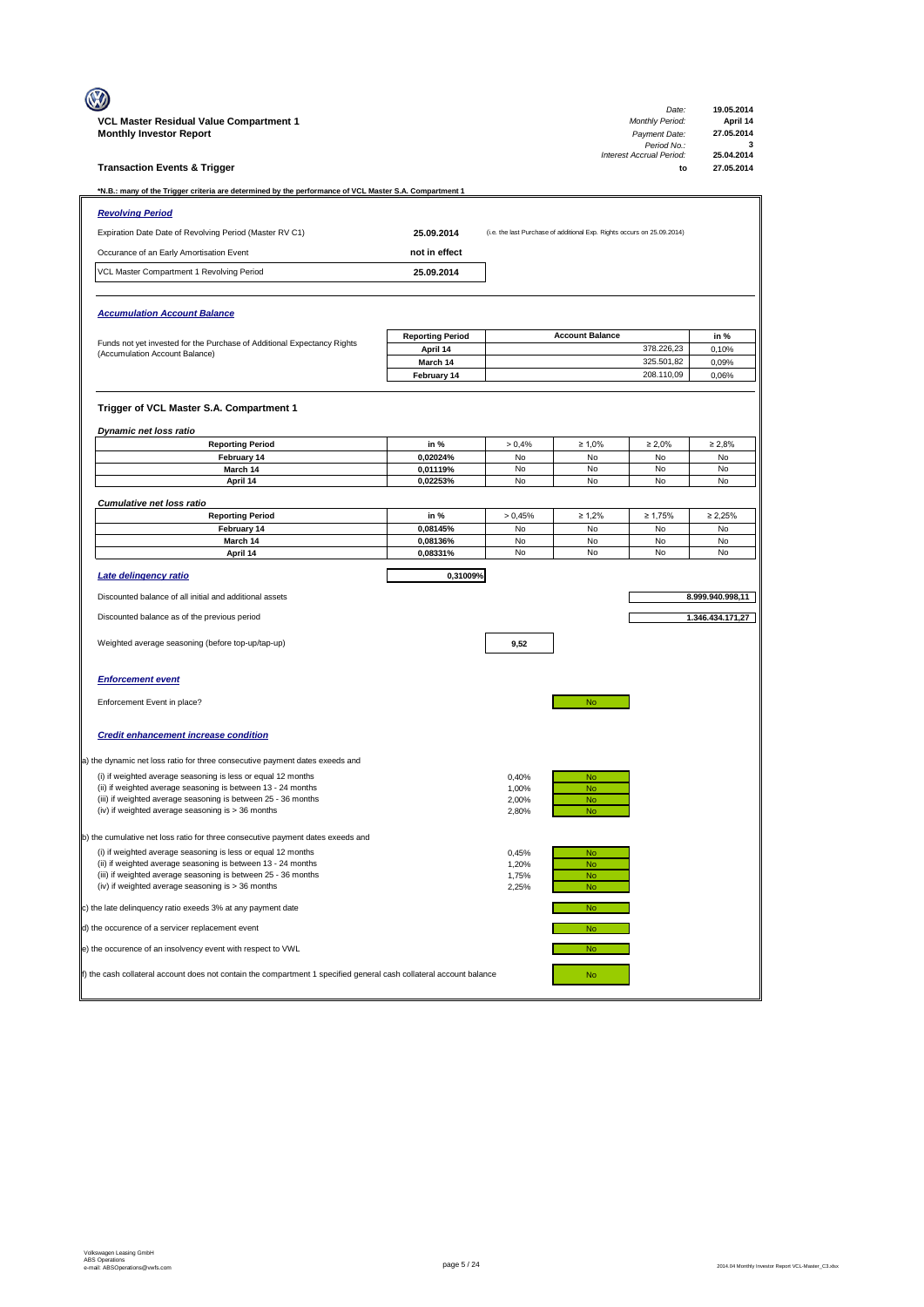**VCL Master Residual Value Compartment 1**
**Monthly Investor Report**

| | |
|---|---|
| *Date:* | **19.05.2014** |
| *Monthly Period:* | **April 14** |
| *Payment Date:* | **27.05.2014** |
| *Period No.:* | **3** |
| *Interest Accrual Period:* | **25.04.2014** |
| **to** | **27.05.2014** |

## Transaction Events & Trigger

***N.B.: many of the Trigger criteria are determined by the performance of VCL Master S.A. Compartment 1**

### *Revolving Period*

| | | |
|---|---|---|
| Expiration Date Date of Revolving Period (Master RV C1) | **25.09.2014** | (i.e. the last Purchase of additional Exp. Rights occurs on 25.09.2014) |
| Occurance of an Early Amortisation Event | **not in effect** | |
| VCL Master Compartment 1 Revolving Period | **25.09.2014** | |

### *Accumulation Account Balance*

Funds not yet invested for the Purchase of Additional Expectancy Rights (Accumulation Account Balance)

| Reporting Period | Account Balance | in % |
|---|---|---|
| April 14 | 378.226,23 | 0,10% |
| March 14 | 325.501,82 | 0,09% |
| February 14 | 208.110,09 | 0,06% |

### Trigger of VCL Master S.A. Compartment 1

*Dynamic net loss ratio*

| Reporting Period | in % | > 0,4% | ≥ 1,0% | ≥ 2,0% | ≥ 2,8% |
|---|---|---|---|---|---|
| February 14 | 0,02024% | No | No | No | No |
| March 14 | 0,01119% | No | No | No | No |
| April 14 | 0,02253% | No | No | No | No |

*Cumulative net loss ratio*

| Reporting Period | in % | > 0,45% | ≥ 1,2% | ≥ 1,75% | ≥ 2,25% |
|---|---|---|---|---|---|
| February 14 | 0,08145% | No | No | No | No |
| March 14 | 0,08136% | No | No | No | No |
| April 14 | 0,08331% | No | No | No | No |

***Late delinquency ratio*** **0,31009%**

| | |
|---|---|
| Discounted balance of all initial and additional assets | **8.999.940.998,11** |
| Discounted balance as of the previous period | **1.346.434.171,27** |
| Weighted average seasoning (before top-up/tap-up) | **9,52** |

### *Enforcement event*

Enforcement Event in place? No

### *Credit enhancement increase condition*

a) the dynamic net loss ratio for three consecutive payment dates exeeds and

| | | |
|---|---|---|
| (i) if weighted average seasoning is less or equal 12 months | 0,40% | No |
| (ii) if weighted average seasoning is between 13 - 24 months | 1,00% | No |
| (iii) if weighted average seasoning is between 25 - 36 months | 2,00% | No |
| (iv) if weighted average seasoning is > 36 months | 2,80% | No |

b) the cumulative net loss ratio for three consecutive payment dates exeeds and

| | | |
|---|---|---|
| (i) if weighted average seasoning is less or equal 12 months | 0,45% | No |
| (ii) if weighted average seasoning is between 13 - 24 months | 1,20% | No |
| (iii) if weighted average seasoning is between 25 - 36 months | 1,75% | No |
| (iv) if weighted average seasoning is > 36 months | 2,25% | No |

c) the late delinquency ratio exeeds 3% at any payment date — No

d) the occurence of a servicer replacement event — No

e) the occurence of an insolvency event with respect to VWL — No

f) the cash collateral account does not contain the compartment 1 specified general cash collateral account balance — No

Volkswagen Leasing GmbH
ABS Operations
e-mail: ABSOperations@vwfs.com

2014.04 Monthly Investor Report VCL-Master_C1.xlsx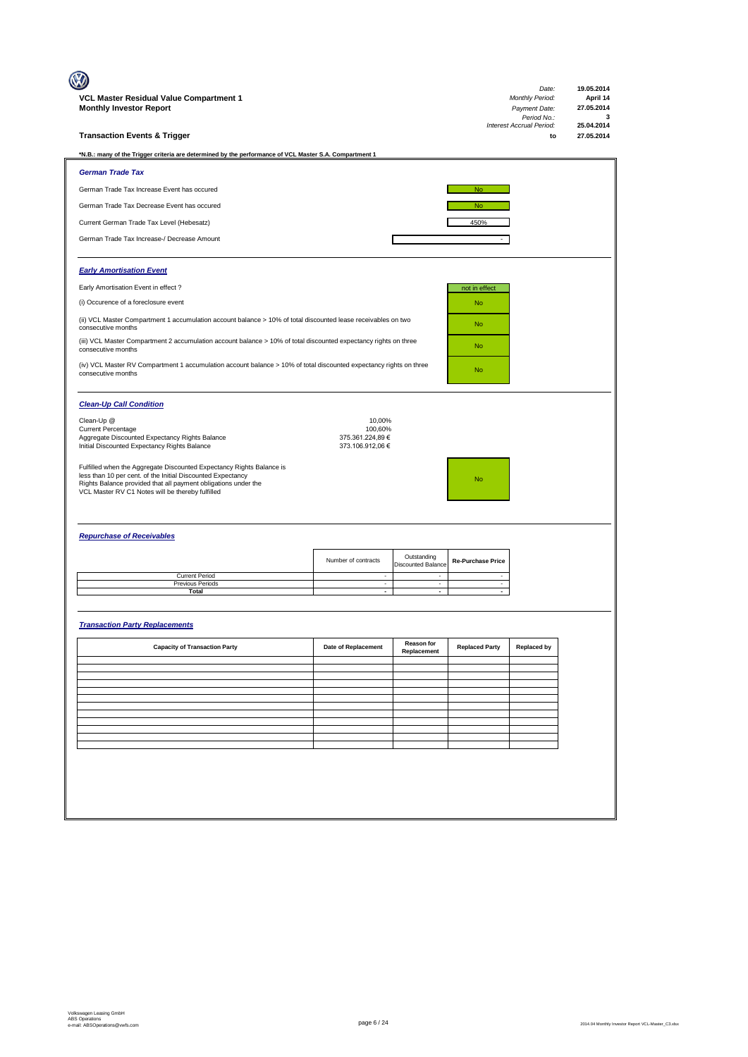**VCL Master Residual Value Compartment 1**
**Monthly Investor Report**

| | |
|---|---|
| *Date:* | 19.05.2014 |
| *Monthly Period:* | April 14 |
| *Payment Date:* | 27.05.2014 |
| *Period No.:* | 3 |
| *Interest Accrual Period:* | 25.04.2014 |
| to | 27.05.2014 |

## Transaction Events & Trigger

***N.B.: many of the Trigger criteria are determined by the performance of VCL Master S.A. Compartment 1**

### *German Trade Tax*

| | |
|---|---|
| German Trade Tax Increase Event has occured | No |
| German Trade Tax Decrease Event has occured | No |
| Current German Trade Tax Level (Hebesatz) | 450% |
| German Trade Tax Increase-/ Decrease Amount | - |

### *Early Amortisation Event*

| | |
|---|---|
| Early Amortisation Event in effect ? | not in effect |
| (i) Occurence of a foreclosure event | No |
| (ii) VCL Master Compartment 1 accumulation account balance > 10% of total discounted lease receivables on two consecutive months | No |
| (iii) VCL Master Compartment 2 accumulation account balance > 10% of total discounted expectancy rights on three consecutive months | No |
| (iv) VCL Master RV Compartment 1 accumulation account balance > 10% of total discounted expectancy rights on three consecutive months | No |

### *Clean-Up Call Condition*

| | |
|---|---|
| Clean-Up @ | 10,00% |
| Current Percentage | 100,60% |
| Aggregate Discounted Expectancy Rights Balance | 375.361.224,89 € |
| Initial Discounted Expectancy Rights Balance | 373.106.912,06 € |

| | |
|---|---|
| Fulfilled when the Aggregate Discounted Expectancy Rights Balance is less than 10 per cent. of the Initial Discounted Expectancy Rights Balance provided that all payment obligations under the VCL Master RV C1 Notes will be thereby fulfilled | No |

### *Repurchase of Receivables*

| | Number of contracts | Outstanding Discounted Balance | Re-Purchase Price |
|---|---|---|---|
| Current Period | - | - | - |
| Previous Periods | - | - | - |
| **Total** | **-** | **-** | **-** |

### *Transaction Party Replacements*

| Capacity of Transaction Party | Date of Replacement | Reason for Replacement | Replaced Party | Replaced by |
|---|---|---|---|---|
| | | | | |
| | | | | |
| | | | | |
| | | | | |
| | | | | |
| | | | | |
| | | | | |
| | | | | |
| | | | | |
| | | | | |
| | | | | |
| | | | | |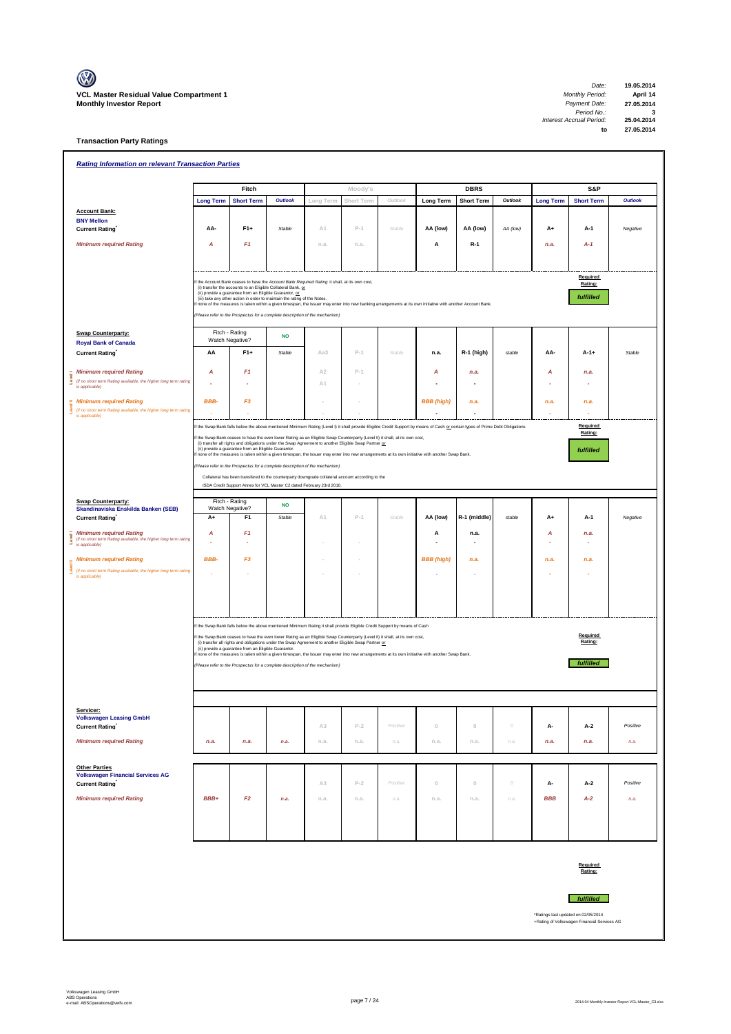**VCL Master Residual Value Compartment 1**
**Monthly Investor Report**

| | |
|---|---|
| *Date:* | **19.05.2014** |
| *Monthly Period:* | **April 14** |
| *Payment Date:* | **27.05.2014** |
| *Period No.:* | **3** |
| *Interest Accrual Period:* | **25.04.2014** |
| **to** | **27.05.2014** |

## Transaction Party Ratings

### *Rating Information on relevant Transaction Parties*

| | Fitch | | | Moody's | | | DBRS | | | S&P | | |
|---|---|---|---|---|---|---|---|---|---|---|---|---|
| | **Long Term** | **Short Term** | ***Outlook*** | Long Term | Short Term | *Outlook* | **Long Term** | **Short Term** | ***Outlook*** | **Long Term** | **Short Term** | ***Outlook*** |
| **Account Bank:** **BNY Mellon** | | | | | | | | | | | | |
| **Current Rating*** | AA- | F1+ | Stable | A1 | P-1 | Stable | AA (low) | AA (low) | AA (low) | A+ | A-1 | Negative |
| *Minimum required Rating* | *A* | *F1* | | n.a. | n.a. | | A | R-1 | | *n.a.* | *A-1* | |

If the Account Bank ceases to have the *Account Bank Required Rating* it shall, at its own cost,
(i) transfer the accounts to an Eligible Collateral Bank, or
(ii) provide a guarantee from an Eligible Guarantor, or
(iii) take any other action in order to maintain the rating of the Notes.
If none of the measures is taken within a given timespan, the Issuer may enter into new banking arrangements at its own initiative with another Account Bank.

*(Please refer to the Prospectus for a complete description of the mechanism)*

**Required Rating:** *fulfilled*

| | Fitch | | | Moody's | | | DBRS | | | S&P | | |
|---|---|---|---|---|---|---|---|---|---|---|---|---|
| **Swap Counterparty:** **Royal Bank of Canada** | Fitch - Rating Watch Negative? | | NO | | | | | | | | | |
| **Current Rating*** | AA | F1+ | Stable | Aa3 | P-1 | Stable | n.a. | R-1 (high) | stable | AA- | A-1+ | Stable |
| Level I: *Minimum required Rating* | *A* | *F1* | | A2 | P-1 | | *A* | *n.a.* | | *A* | *n.a.* | |
| *(if no short term Rating available, the higher long term rating is applicable)* | - | - | | A1 | - | | - | - | | - | - | |
| Level II: *Minimum required Rating* | *BBB-* | *F3* | | - | - | | *BBB (high)* | *n.a.* | | *n.a.* | *n.a.* | |
| *(if no short term Rating available, the higher long term rating is applicable)* | - | - | | - | - | | - | - | | - | - | |

If the Swap Bank falls below the above mentioned Minimum Rating (Level I) it shall provide Eligible Credit Support by means of Cash or certain types of Prime Debt Obligations

If the Swap Bank ceases to have the even lower Rating as an Eligible Swap Counterparty (Level II) it shall, at its own cost,
(i) transfer all rights and obligations under the Swap Agreement to another Eligible Swap Partner or
(ii) provide a guarantee from an Eligible Guarantor.
If none of the measures is taken within a given timespan, the Issuer may enter into new arrangements at its own initiative with another Swap Bank.

*(Please refer to the Prospectus for a complete description of the mechanism)*

Collateral has been transfered to the counterparty downgrade collateral account according to the ISDA Credit Support Annex for VCL Master C2 dated February 23rd 2010.

**Required Rating:** *fulfilled*

| | Fitch | | | Moody's | | | DBRS | | | S&P | | |
|---|---|---|---|---|---|---|---|---|---|---|---|---|
| **Swap Counterparty:** **Skandinaviska Enskilda Banken (SEB)** | Fitch - Rating Watch Negative? | | NO | | | | | | | | | |
| **Current Rating*** | A+ | F1 | Stable | A1 | P-1 | Stable | AA (low) | R-1 (middle) | stable | A+ | A-1 | Negative |
| Level I: *Minimum required Rating* | *A* | *F1* | | | | | A | n.a. | | *A* | *n.a.* | |
| *(if no short term Rating available, the higher long term rating is applicable)* | - | - | | - | - | | - | - | | - | - | |
| Level II: *Minimum required Rating* | *BBB-* | *F3* | | - | - | | *BBB (high)* | *n.a.* | | *n.a.* | *n.a.* | |
| *(if no short term Rating available, the higher long term rating is applicable)* | - | - | | - | - | | - | - | | - | - | |

If the Swap Bank falls below the above mentioned Minimum Rating (Level I) it shall provide Eligible Credit Support by means of Cash

If the Swap Bank ceases to have the even lower Rating as an Eligible Swap Counterparty (Level II) it shall, at its own cost,
(i) transfer all rights and obligations under the Swap Agreement to another Eligible Swap Partner or
(ii) provide a guarantee from an Eligible Guarantor.
If none of the measures is taken within a given timespan, the Issuer may enter into new arrangements at its own initiative with another Swap Bank.

*(Please refer to the Prospectus for a complete description of the mechanism)*

**Required Rating:** *fulfilled*

| | Fitch | | | Moody's | | | DBRS | | | S&P | | |
|---|---|---|---|---|---|---|---|---|---|---|---|---|
| **Servicer:** **Volkswagen Leasing GmbH** | | | | | | | | | | | | |
| **Current Rating*** | | | | A3 | P-2 | Positive | 0 | 0 | 0 | A- | A-2 | Positive |
| *Minimum required Rating* | *n.a.* | *n.a.* | *n.a.* | n.a. | n.a. | n.a. | n.a. | n.a. | n.a. | *n.a.* | *n.a.* | *n.a.* |
| **Other Parties** **Volkswagen Financial Services AG** | | | | | | | | | | | | |
| **Current Rating*** | | | | A3 | P-2 | Positive | 0 | 0 | 0 | A- | A-2 | Positive |
| *Minimum required Rating* | *BBB+* | *F2* | *n.a.* | n.a. | n.a. | n.a. | n.a. | n.a. | n.a. | *BBB* | *A-2* | *n.a.* |

**Required Rating:** *fulfilled*

*Ratings last updated on 02/05/2014
+Rating of Volkswagen Financial Services AG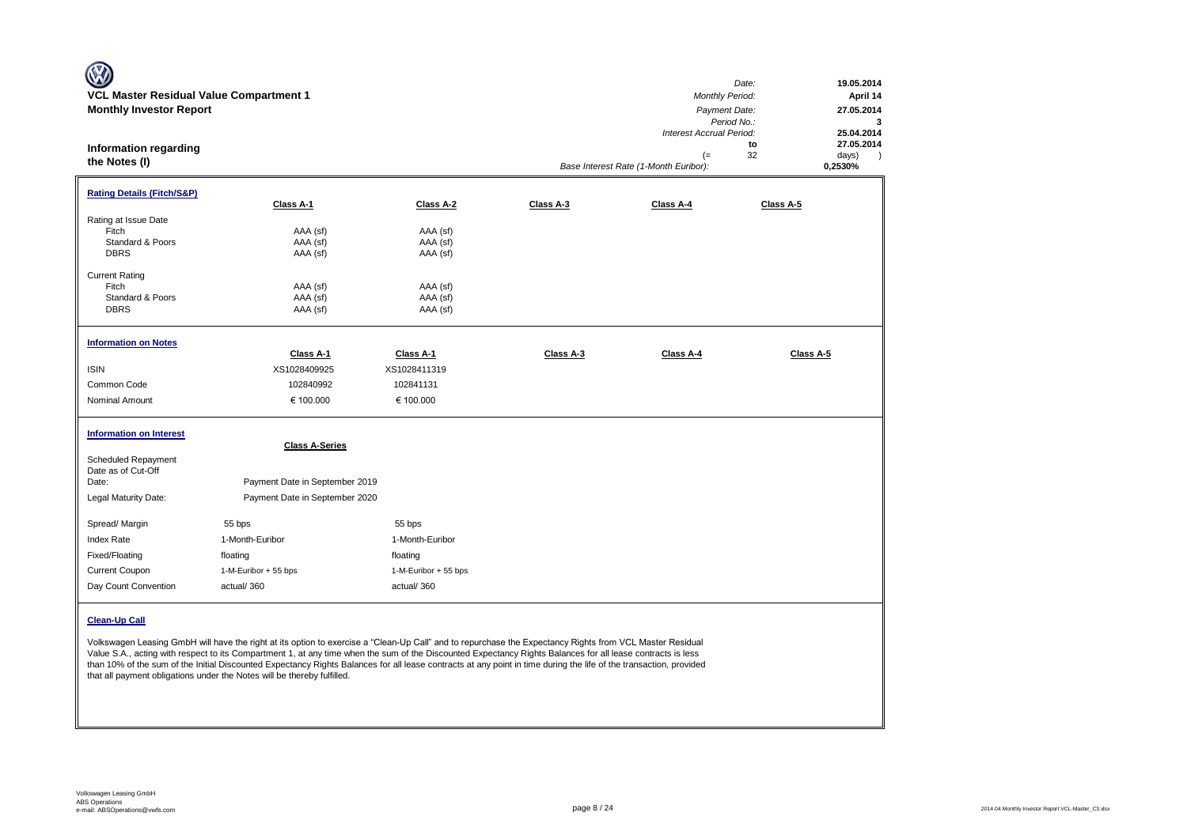**VCL Master Residual Value Compartment 1**

**Monthly Investor Report**

| | |
|---|---|
| *Date:* | **19.05.2014** |
| *Monthly Period:* | **April 14** |
| *Payment Date:* | **27.05.2014** |
| *Period No.:* | **3** |
| *Interest Accrual Period:* | **25.04.2014** |
| **to** | **27.05.2014** |
| (= 32 | days) |
| *Base Interest Rate (1-Month Euribor):* | **0,2530%** |

## Information regarding the Notes (I)

### Rating Details (Fitch/S&P)

| | Class A-1 | Class A-2 | Class A-3 | Class A-4 | Class A-5 |
|---|---|---|---|---|---|
| Rating at Issue Date | | | | | |
| Fitch | AAA (sf) | AAA (sf) | | | |
| Standard & Poors | AAA (sf) | AAA (sf) | | | |
| DBRS | AAA (sf) | AAA (sf) | | | |
| Current Rating | | | | | |
| Fitch | AAA (sf) | AAA (sf) | | | |
| Standard & Poors | AAA (sf) | AAA (sf) | | | |
| DBRS | AAA (sf) | AAA (sf) | | | |

### Information on Notes

| | Class A-1 | Class A-1 | Class A-3 | Class A-4 | Class A-5 |
|---|---|---|---|---|---|
| ISIN | XS1028409925 | XS1028411319 | | | |
| Common Code | 102840992 | 102841131 | | | |
| Nominal Amount | € 100.000 | € 100.000 | | | |

### Information on Interest

| | Class A-Series | |
|---|---|---|
| Scheduled Repayment Date as of Cut-Off Date: | Payment Date in September 2019 | |
| Legal Maturity Date: | Payment Date in September 2020 | |
| Spread/ Margin | 55 bps | 55 bps |
| Index Rate | 1-Month-Euribor | 1-Month-Euribor |
| Fixed/Floating | floating | floating |
| Current Coupon | 1-M-Euribor + 55 bps | 1-M-Euribor + 55 bps |
| Day Count Convention | actual/ 360 | actual/ 360 |

### Clean-Up Call

Volkswagen Leasing GmbH will have the right at its option to exercise a "Clean-Up Call" and to repurchase the Expectancy Rights from VCL Master Residual Value S.A., acting with respect to its Compartment 1, at any time when the sum of the Discounted Expectancy Rights Balances for all lease contracts is less than 10% of the sum of the Initial Discounted Expectancy Rights Balances for all lease contracts at any point in time during the life of the transaction, provided that all payment obligations under the Notes will be thereby fulfilled.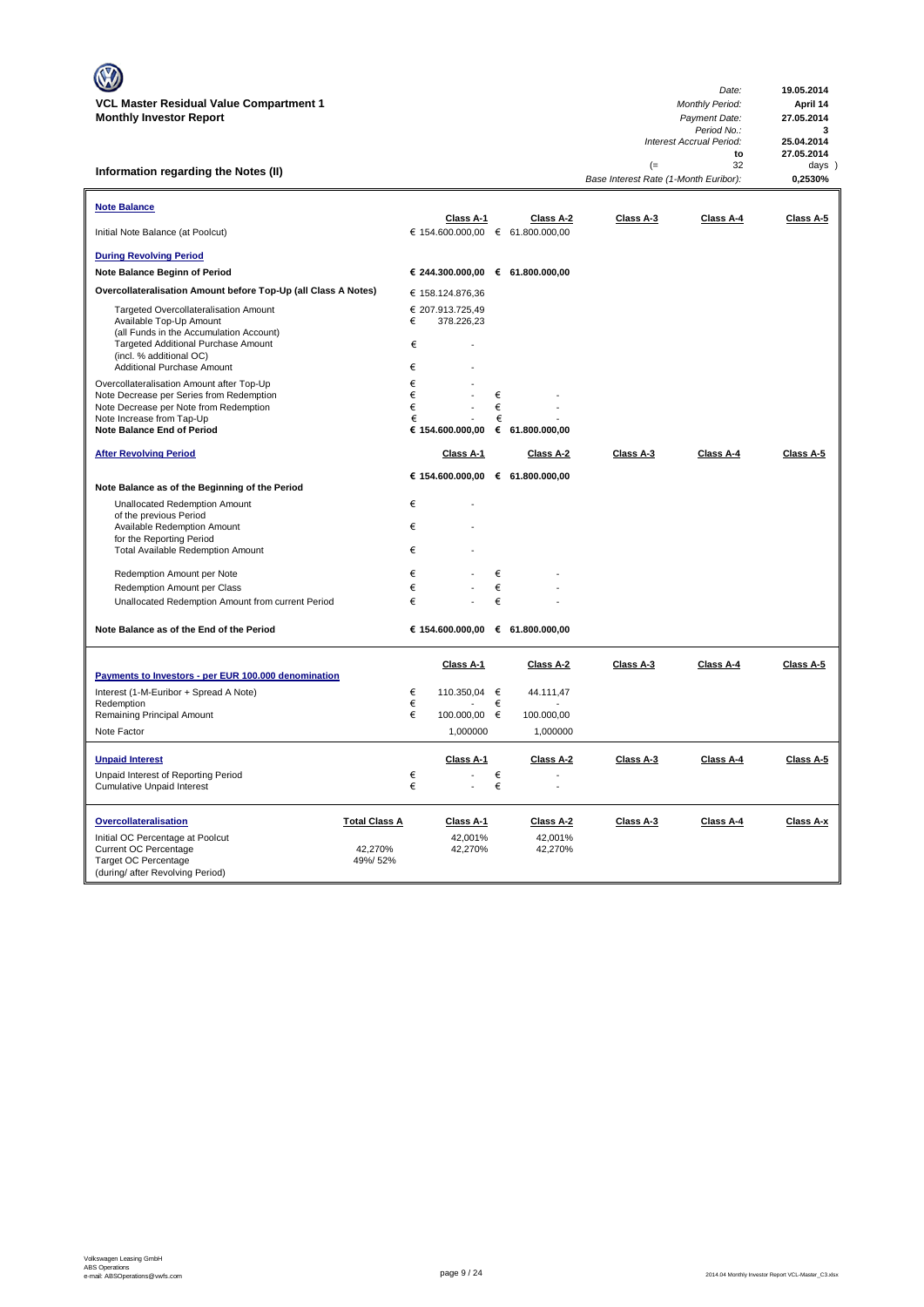**VCL Master Residual Value Compartment 1**
**Monthly Investor Report**

| | |
|---|---|
| *Date:* | **19.05.2014** |
| *Monthly Period:* | **April 14** |
| *Payment Date:* | **27.05.2014** |
| *Period No.:* | **3** |
| *Interest Accrual Period:* | **25.04.2014** |
| **to** | **27.05.2014** |
| (= 32 | days ) |
| *Base Interest Rate (1-Month Euribor):* | **0,2530%** |

## Information regarding the Notes (II)

| **Note Balance** | | Class A-1 | Class A-2 | Class A-3 | Class A-4 | Class A-5 |
|---|---|---|---|---|---|---|
| Initial Note Balance (at Poolcut) | | € 154.600.000,00 | € 61.800.000,00 | | | |
| **During Revolving Period** | | | | | | |
| **Note Balance Beginn of Period** | | **€ 244.300.000,00** | **€ 61.800.000,00** | | | |
| **Overcollateralisation Amount before Top-Up (all Class A Notes)** | | € 158.124.876,36 | | | | |
| Targeted Overcollateralisation Amount | | € 207.913.725,49 | | | | |
| Available Top-Up Amount (all Funds in the Accumulation Account) | | € 378.226,23 | | | | |
| Targeted Additional Purchase Amount (incl. % additional OC) | | € - | | | | |
| Additional Purchase Amount | | € - | | | | |
| Overcollateralisation Amount after Top-Up | | € - | | | | |
| Note Decrease per Series from Redemption | | € - | € - | | | |
| Note Decrease per Note from Redemption | | € - | € - | | | |
| Note Increase from Tap-Up | | € - | € - | | | |
| **Note Balance End of Period** | | **€ 154.600.000,00** | **€ 61.800.000,00** | | | |
| **After Revolving Period** | | Class A-1 | Class A-2 | Class A-3 | Class A-4 | Class A-5 |
| **Note Balance as of the Beginning of the Period** | | **€ 154.600.000,00** | **€ 61.800.000,00** | | | |
| Unallocated Redemption Amount of the previous Period | | € - | | | | |
| Available Redemption Amount for the Reporting Period | | € - | | | | |
| Total Available Redemption Amount | | € - | | | | |
| Redemption Amount per Note | | € - | € - | | | |
| Redemption Amount per Class | | € - | € - | | | |
| Unallocated Redemption Amount from current Period | | € - | € - | | | |
| **Note Balance as of the End of the Period** | | **€ 154.600.000,00** | **€ 61.800.000,00** | | | |
| **Payments to Investors - per EUR 100.000 denomination** | | Class A-1 | Class A-2 | Class A-3 | Class A-4 | Class A-5 |
| Interest (1-M-Euribor + Spread A Note) | | € 110.350,04 | € 44.111,47 | | | |
| Redemption | | € - | € - | | | |
| Remaining Principal Amount | | € 100.000,00 | € 100.000,00 | | | |
| Note Factor | | 1,000000 | 1,000000 | | | |
| **Unpaid Interest** | | Class A-1 | Class A-2 | Class A-3 | Class A-4 | Class A-5 |
| Unpaid Interest of Reporting Period | | € - | € - | | | |
| Cumulative Unpaid Interest | | € - | € - | | | |
| **Overcollateralisation** | **Total Class A** | Class A-1 | Class A-2 | Class A-3 | Class A-4 | Class A-x |
| Initial OC Percentage at Poolcut | | 42,001% | 42,001% | | | |
| Current OC Percentage | 42,270% | 42,270% | 42,270% | | | |
| Target OC Percentage (during/ after Revolving Period) | 49%/ 52% | | | | | |

Volkswagen Leasing GmbH
ABS Operations
e-mail: ABSOperations@vwfs.com

2014.04 Monthly Investor Report VCL-Master_C3.xlsx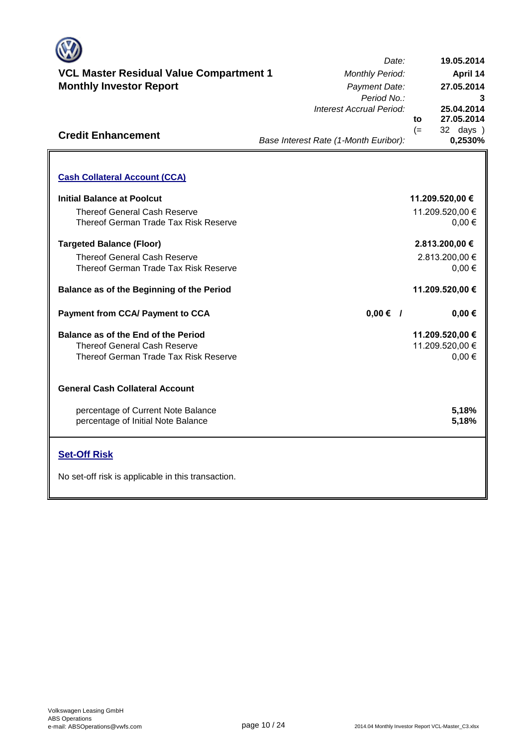# VCL Master Residual Value Compartment 1
## Monthly Investor Report

| | | |
|---|---|---|
| *Date:* | | 19.05.2014 |
| *Monthly Period:* | | April 14 |
| *Payment Date:* | | 27.05.2014 |
| *Period No.:* | | 3 |
| *Interest Accrual Period:* | | 25.04.2014 |
| | to | 27.05.2014 |
| | (= | 32 days ) |
| *Base Interest Rate (1-Month Euribor):* | | 0,2530% |

## Credit Enhancement

### Cash Collateral Account (CCA)

| | | |
|---|---|---|
| **Initial Balance at Poolcut** | | **11.209.520,00 €** |
| Thereof General Cash Reserve | | 11.209.520,00 € |
| Thereof German Trade Tax Risk Reserve | | 0,00 € |
| **Targeted Balance (Floor)** | | **2.813.200,00 €** |
| Thereof General Cash Reserve | | 2.813.200,00 € |
| Thereof German Trade Tax Risk Reserve | | 0,00 € |
| **Balance as of the Beginning of the Period** | | **11.209.520,00 €** |
| **Payment from CCA/ Payment to CCA** | **0,00 € /** | **0,00 €** |
| **Balance as of the End of the Period** | | **11.209.520,00 €** |
| Thereof General Cash Reserve | | 11.209.520,00 € |
| Thereof German Trade Tax Risk Reserve | | 0,00 € |

**General Cash Collateral Account**

| | |
|---|---|
| percentage of Current Note Balance | **5,18%** |
| percentage of Initial Note Balance | **5,18%** |

### Set-Off Risk

No set-off risk is applicable in this transaction.

Volkswagen Leasing GmbH
ABS Operations
e-mail: ABSOperations@vwfs.com

2014.04 Monthly Investor Report VCL-Master_C3.xlsx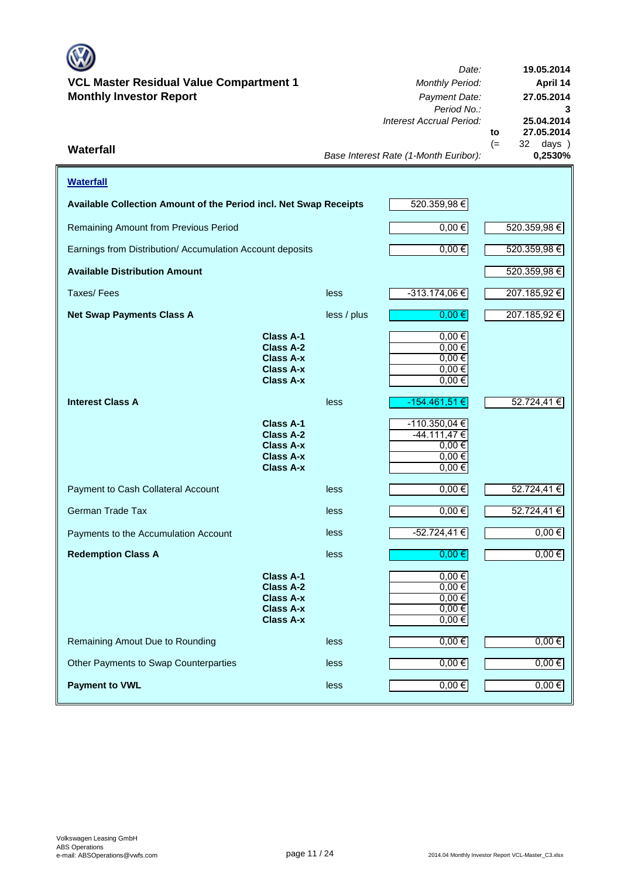**VCL Master Residual Value Compartment 1**
**Monthly Investor Report**

| | |
|---|---|
| *Date:* | **19.05.2014** |
| *Monthly Period:* | **April 14** |
| *Payment Date:* | **27.05.2014** |
| *Period No.:* | **3** |
| *Interest Accrual Period:* | **25.04.2014** to **27.05.2014** (= 32 days ) |
| *Base Interest Rate (1-Month Euribor):* | **0,2530%** |

## Waterfall

### Waterfall

| | | | | |
|---|---|---|---|---|
| **Available Collection Amount of the Period incl. Net Swap Receipts** | | | 520.359,98 € | |
| Remaining Amount from Previous Period | | | 0,00 € | 520.359,98 € |
| Earnings from Distribution/ Accumulation Account deposits | | | 0,00 € | 520.359,98 € |
| **Available Distribution Amount** | | | | 520.359,98 € |
| Taxes/ Fees | | less | -313.174,06 € | 207.185,92 € |
| **Net Swap Payments Class A** | | less / plus | 0,00 € | 207.185,92 € |
| | **Class A-1** | | 0,00 € | |
| | **Class A-2** | | 0,00 € | |
| | **Class A-x** | | 0,00 € | |
| | **Class A-x** | | 0,00 € | |
| | **Class A-x** | | 0,00 € | |
| **Interest Class A** | | less | -154.461,51 € | 52.724,41 € |
| | **Class A-1** | | -110.350,04 € | |
| | **Class A-2** | | -44.111,47 € | |
| | **Class A-x** | | 0,00 € | |
| | **Class A-x** | | 0,00 € | |
| | **Class A-x** | | 0,00 € | |
| Payment to Cash Collateral Account | | less | 0,00 € | 52.724,41 € |
| German Trade Tax | | less | 0,00 € | 52.724,41 € |
| Payments to the Accumulation Account | | less | -52.724,41 € | 0,00 € |
| **Redemption Class A** | | less | 0,00 € | 0,00 € |
| | **Class A-1** | | 0,00 € | |
| | **Class A-2** | | 0,00 € | |
| | **Class A-x** | | 0,00 € | |
| | **Class A-x** | | 0,00 € | |
| | **Class A-x** | | 0,00 € | |
| Remaining Amout Due to Rounding | | less | 0,00 € | 0,00 € |
| Other Payments to Swap Counterparties | | less | 0,00 € | 0,00 € |
| **Payment to VWL** | | less | 0,00 € | 0,00 € |

Volkswagen Leasing GmbH
ABS Operations
e-mail: ABSOperations@vwfs.com

2014.04 Monthly Investor Report VCL-Master_C3.xlsx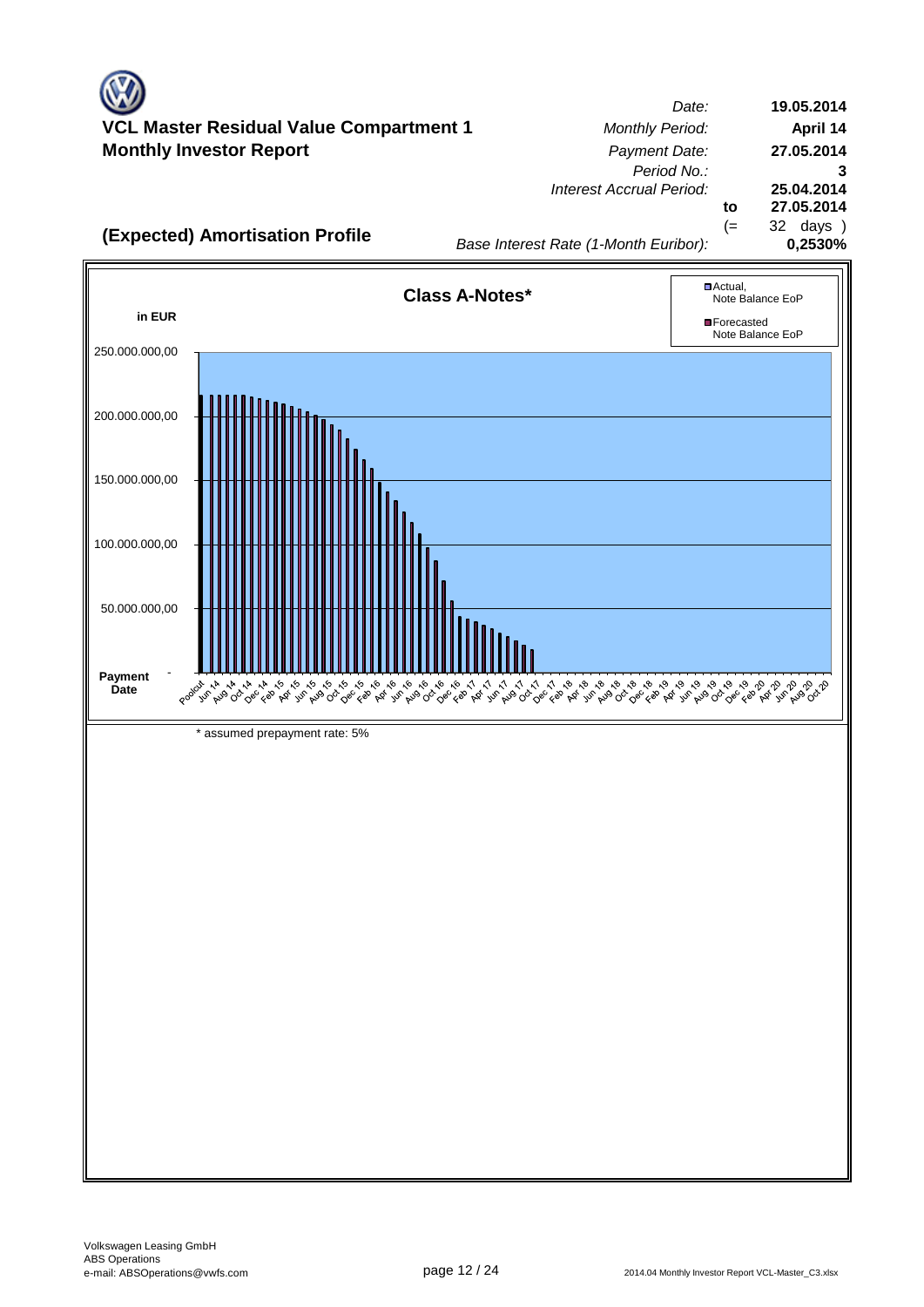# VCL Master Residual Value Compartment 1
## Monthly Investor Report

| | | |
|---|---|---|
| *Date:* | | **19.05.2014** |
| *Monthly Period:* | | **April 14** |
| *Payment Date:* | | **27.05.2014** |
| *Period No.:* | | **3** |
| *Interest Accrual Period:* | | **25.04.2014** |
| | **to** | **27.05.2014** |
| | (= | 32 days ) |
| *Base Interest Rate (1-Month Euribor):* | | **0,2530%** |

## (Expected) Amortisation Profile

**Class A-Notes***

**in EUR**

Legend: Actual, Note Balance EoP; Forecasted Note Balance EoP

Y-axis: 250.000.000,00; 200.000.000,00; 150.000.000,00; 100.000.000,00; 50.000.000,00; -

**Payment Date**: Poolcut, Jun 14, Aug 14, Oct 14, Dec 14, Feb 15, Apr 15, Jun 15, Aug 15, Oct 15, Dec 15, Feb 16, Apr 16, Jun 16, Aug 16, Oct 16, Dec 16, Feb 17, Apr 17, Jun 17, Aug 17, Oct 17, Dec 17, Feb 18, Apr 18, Jun 18, Aug 18, Oct 18, Dec 18, Feb 19, Apr 19, Jun 19, Aug 19, Oct 19, Dec 19, Feb 20, Apr 20, Jun 20, Aug 20, Oct 20

\* assumed prepayment rate: 5%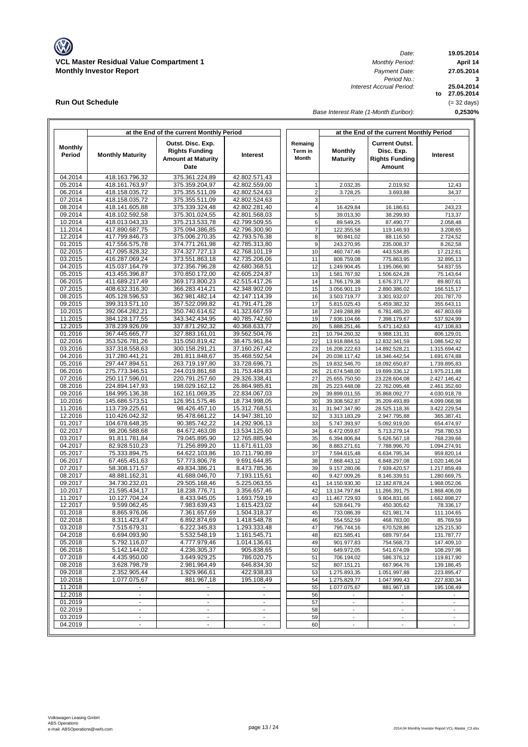# VCL Master Residual Value Compartment 1
## Monthly Investor Report

| | |
|---|---|
| Date: | 19.05.2014 |
| Monthly Period: | April 14 |
| Payment Date: | 27.05.2014 |
| Period No.: | 3 |
| Interest Accrual Period: | 25.04.2014 to 27.05.2014 |
| | (= 32 days) |
| Base Interest Rate (1-Month Euribor): | 0,2530% |

## Run Out Schedule

| Monthly Period | Monthly Maturity | Outst. Disc. Exp. Rights Funding Amount at Maturity Date | Interest | Remaing Term in Month | Monthly Maturity | Current Outst. Disc. Exp. Rights Funding Amount | Interest |
|---|---|---|---|---|---|---|---|
| | at the End of the current Monthly Period | | | | at the End of the current Monthly Period | | |
| 04.2014 | 418.163.796,32 | 375.361.224,89 | 42.802.571,43 | | | | |
| 05.2014 | 418.161.763,97 | 375.359.204,97 | 42.802.559,00 | 1 | 2.032,35 | 2.019,92 | 12,43 |
| 06.2014 | 418.158.035,72 | 375.355.511,09 | 42.802.524,63 | 2 | 3.728,25 | 3.693,88 | 34,37 |
| 07.2014 | 418.158.035,72 | 375.355.511,09 | 42.802.524,63 | 3 | - | - | - |
| 08.2014 | 418.141.605,88 | 375.339.324,48 | 42.802.281,40 | 4 | 16.429,84 | 16.186,61 | 243,23 |
| 09.2014 | 418.102.592,58 | 375.301.024,55 | 42.801.568,03 | 5 | 39.013,30 | 38.299,93 | 713,37 |
| 10.2014 | 418.013.043,33 | 375.213.533,78 | 42.799.509,55 | 6 | 89.549,25 | 87.490,77 | 2.058,48 |
| 11.2014 | 417.890.687,75 | 375.094.386,85 | 42.796.300,90 | 7 | 122.355,58 | 119.146,93 | 3.208,65 |
| 12.2014 | 417.799.846,73 | 375.006.270,35 | 42.793.576,38 | 8 | 90.841,02 | 88.116,50 | 2.724,52 |
| 01.2015 | 417.556.575,78 | 374.771.261,98 | 42.785.313,80 | 9 | 243.270,95 | 235.008,37 | 8.262,58 |
| 02.2015 | 417.095.828,32 | 374.327.727,13 | 42.768.101,19 | 10 | 460.747,46 | 443.534,85 | 17.212,61 |
| 03.2015 | 416.287.069,24 | 373.551.863,18 | 42.735.206,06 | 11 | 808.759,08 | 775.863,95 | 32.895,13 |
| 04.2015 | 415.037.164,79 | 372.356.796,28 | 42.680.368,51 | 12 | 1.249.904,45 | 1.195.066,90 | 54.837,55 |
| 05.2015 | 413.455.396,87 | 370.850.172,00 | 42.605.224,87 | 13 | 1.581.767,92 | 1.506.624,28 | 75.143,64 |
| 06.2015 | 411.689.217,49 | 369.173.800,23 | 42.515.417,26 | 14 | 1.766.179,38 | 1.676.371,77 | 89.807,61 |
| 07.2015 | 408.632.316,30 | 366.283.414,21 | 42.348.902,09 | 15 | 3.056.901,19 | 2.890.386,02 | 166.515,17 |
| 08.2015 | 405.128.596,53 | 362.981.482,14 | 42.147.114,39 | 16 | 3.503.719,77 | 3.301.932,07 | 201.787,70 |
| 09.2015 | 399.313.571,10 | 357.522.099,82 | 41.791.471,28 | 17 | 5.815.025,43 | 5.459.382,32 | 355.643,11 |
| 10.2015 | 392.064.282,21 | 350.740.614,62 | 41.323.667,59 | 18 | 7.249.288,89 | 6.781.485,20 | 467.803,69 |
| 11.2015 | 384.128.177,55 | 343.342.434,95 | 40.785.742,60 | 19 | 7.936.104,66 | 7.398.179,67 | 537.924,99 |
| 12.2015 | 378.239.926,09 | 337.871.292,32 | 40.368.633,77 | 20 | 5.888.251,46 | 5.471.142,63 | 417.108,83 |
| 01.2016 | 367.445.665,77 | 327.883.161,01 | 39.562.504,76 | 21 | 10.794.260,32 | 9.988.131,31 | 806.129,01 |
| 02.2016 | 353.526.781,26 | 315.050.819,42 | 38.475.961,84 | 22 | 13.918.884,51 | 12.832.341,59 | 1.086.542,92 |
| 03.2016 | 337.318.558,63 | 300.158.291,21 | 37.160.267,42 | 23 | 16.208.222,63 | 14.892.528,21 | 1.315.694,42 |
| 04.2016 | 317.280.441,21 | 281.811.848,67 | 35.468.592,54 | 24 | 20.038.117,42 | 18.346.442,54 | 1.691.674,88 |
| 05.2016 | 297.447.894,51 | 263.719.197,80 | 33.728.696,71 | 25 | 19.832.546,70 | 18.092.650,87 | 1.739.895,83 |
| 06.2016 | 275.773.346,51 | 244.019.861,68 | 31.753.484,83 | 26 | 21.674.548,00 | 19.699.336,12 | 1.975.211,88 |
| 07.2016 | 250.117.596,01 | 220.791.257,60 | 29.326.338,41 | 27 | 25.655.750,50 | 23.228.604,08 | 2.427.146,42 |
| 08.2016 | 224.894.147,93 | 198.029.162,12 | 26.864.985,81 | 28 | 25.223.448,08 | 22.762.095,48 | 2.461.352,60 |
| 09.2016 | 184.995.136,38 | 162.161.069,35 | 22.834.067,03 | 29 | 39.899.011,55 | 35.868.092,77 | 4.030.918,78 |
| 10.2016 | 145.686.573,51 | 126.951.575,46 | 18.734.998,05 | 30 | 39.308.562,87 | 35.209.493,89 | 4.099.068,98 |
| 11.2016 | 113.739.225,61 | 98.426.457,10 | 15.312.768,51 | 31 | 31.947.347,90 | 28.525.118,36 | 3.422.229,54 |
| 12.2016 | 110.426.042,32 | 95.478.661,22 | 14.947.381,10 | 32 | 3.313.183,29 | 2.947.795,88 | 365.387,41 |
| 01.2017 | 104.678.648,35 | 90.385.742,22 | 14.292.906,13 | 33 | 5.747.393,97 | 5.092.919,00 | 654.474,97 |
| 02.2017 | 98.206.588,68 | 84.672.463,08 | 13.534.125,60 | 34 | 6.472.059,67 | 5.713.279,14 | 758.780,53 |
| 03.2017 | 91.811.781,84 | 79.045.895,90 | 12.765.885,94 | 35 | 6.394.806,84 | 5.626.567,18 | 768.239,66 |
| 04.2017 | 82.928.510,23 | 71.256.899,20 | 11.671.611,03 | 36 | 8.883.271,61 | 7.788.996,70 | 1.094.274,91 |
| 05.2017 | 75.333.894,75 | 64.622.103,86 | 10.711.790,89 | 37 | 7.594.615,48 | 6.634.795,34 | 959.820,14 |
| 06.2017 | 67.465.451,63 | 57.773.806,78 | 9.691.644,85 | 38 | 7.868.443,12 | 6.848.297,08 | 1.020.146,04 |
| 07.2017 | 58.308.171,57 | 49.834.386,21 | 8.473.785,36 | 39 | 9.157.280,06 | 7.939.420,57 | 1.217.859,49 |
| 08.2017 | 48.881.162,31 | 41.688.046,70 | 7.193.115,61 | 40 | 9.427.009,26 | 8.146.339,51 | 1.280.669,75 |
| 09.2017 | 34.730.232,01 | 29.505.168,46 | 5.225.063,55 | 41 | 14.150.930,30 | 12.182.878,24 | 1.968.052,06 |
| 10.2017 | 21.595.434,17 | 18.238.776,71 | 3.356.657,46 | 42 | 13.134.797,84 | 11.266.391,75 | 1.868.406,09 |
| 11.2017 | 10.127.704,24 | 8.433.945,05 | 1.693.759,19 | 43 | 11.467.729,93 | 9.804.831,66 | 1.662.898,27 |
| 12.2017 | 9.599.062,45 | 7.983.639,43 | 1.615.423,02 | 44 | 528.641,79 | 450.305,62 | 78.336,17 |
| 01.2018 | 8.865.976,06 | 7.361.657,69 | 1.504.318,37 | 45 | 733.086,39 | 621.981,74 | 111.104,65 |
| 02.2018 | 8.311.423,47 | 6.892.874,69 | 1.418.548,78 | 46 | 554.552,59 | 468.783,00 | 85.769,59 |
| 03.2018 | 7.515.679,31 | 6.222.345,83 | 1.293.333,48 | 47 | 795.744,16 | 670.528,86 | 125.215,30 |
| 04.2018 | 6.694.093,90 | 5.532.548,19 | 1.161.545,71 | 48 | 821.585,41 | 689.797,64 | 131.787,77 |
| 05.2018 | 5.792.116,07 | 4.777.979,46 | 1.014.136,61 | 49 | 901.977,83 | 754.568,73 | 147.409,10 |
| 06.2018 | 5.142.144,02 | 4.236.305,37 | 905.838,65 | 50 | 649.972,05 | 541.674,09 | 108.297,96 |
| 07.2018 | 4.435.950,00 | 3.649.929,25 | 786.020,75 | 51 | 706.194,02 | 586.376,12 | 119.817,90 |
| 08.2018 | 3.628.798,79 | 2.981.964,49 | 646.834,30 | 52 | 807.151,21 | 667.964,76 | 139.186,45 |
| 09.2018 | 2.352.905,44 | 1.929.966,61 | 422.938,83 | 53 | 1.275.893,35 | 1.051.997,88 | 223.895,47 |
| 10.2018 | 1.077.075,67 | 881.967,18 | 195.108,49 | 54 | 1.275.829,77 | 1.047.999,43 | 227.830,34 |
| 11.2018 | - | - | - | 55 | 1.077.075,67 | 881.967,18 | 195.108,49 |
| 12.2018 | - | - | - | 56 | - | - | - |
| 01.2019 | - | - | - | 57 | - | - | - |
| 02.2019 | - | - | - | 58 | - | - | - |
| 03.2019 | - | - | - | 59 | - | - | - |
| 04.2019 | - | - | - | 60 | - | - | - |

Volkswagen Leasing GmbH
ABS Operations
e-mail: ABSOperations@vwfs.com

2014.04 Monthly Investor Report VCL-Master_C3.xlsx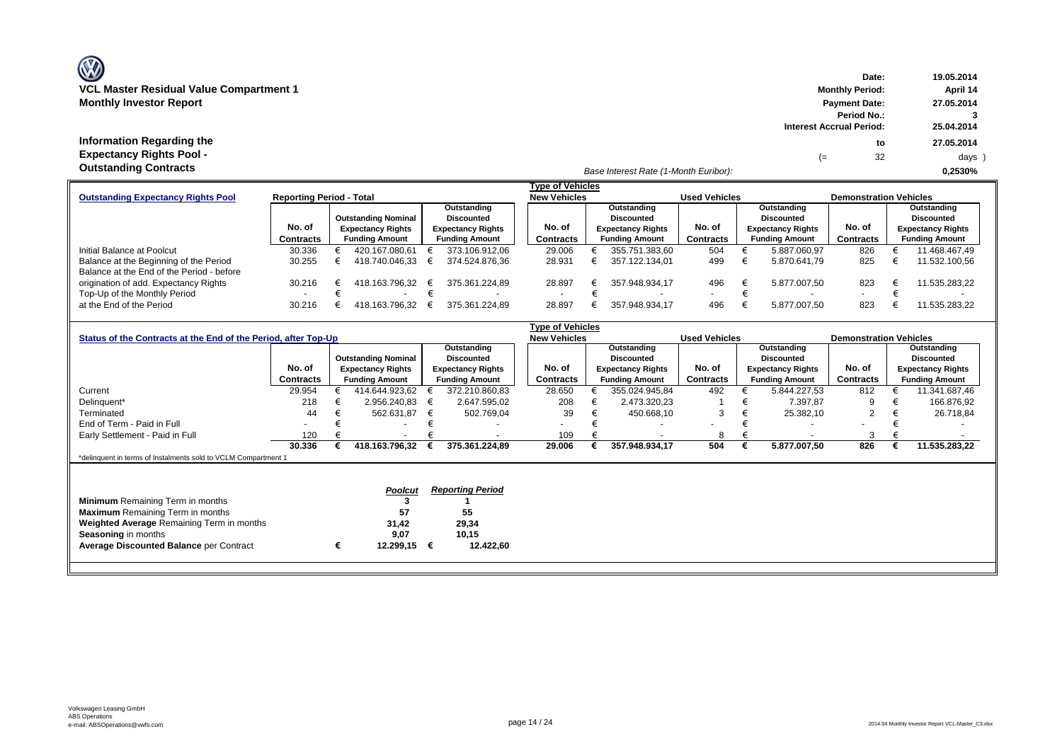**VCL Master Residual Value Compartment 1**
**Monthly Investor Report**

| | |
|---|---|
| Date: | 19.05.2014 |
| Monthly Period: | April 14 |
| Payment Date: | 27.05.2014 |
| Period No.: | 3 |
| Interest Accrual Period: | 25.04.2014 |
| to | 27.05.2014 |
| (= 32 | days ) |
| Base Interest Rate (1-Month Euribor): | 0,2530% |

## Information Regarding the Expectancy Rights Pool - Outstanding Contracts

| Outstanding Expectancy Rights Pool | Reporting Period - Total | | | New Vehicles | | Used Vehicles | | Demonstration Vehicles | |
|---|---|---|---|---|---|---|---|---|---|
| | No. of Contracts | Outstanding Nominal Expectancy Rights Funding Amount | Outstanding Discounted Expectancy Rights Funding Amount | No. of Contracts | Outstanding Discounted Expectancy Rights Funding Amount | No. of Contracts | Outstanding Discounted Expectancy Rights Funding Amount | No. of Contracts | Outstanding Discounted Expectancy Rights Funding Amount |
| Initial Balance at Poolcut | 30.336 | € 420.167.080,61 | € 373.106.912,06 | 29.006 | € 355.751.383,60 | 504 | € 5.887.060,97 | 826 | € 11.468.467,49 |
| Balance at the Beginning of the Period | 30.255 | € 418.740.046,33 | € 374.524.876,36 | 28.931 | € 357.122.134,01 | 499 | € 5.870.641,79 | 825 | € 11.532.100,56 |
| Balance at the End of the Period - before origination of add. Expectancy Rights | 30.216 | € 418.163.796,32 | € 375.361.224,89 | 28.897 | € 357.948.934,17 | 496 | € 5.877.007,50 | 823 | € 11.535.283,22 |
| Top-Up of the Monthly Period | - | € - | € - | - | € - | - | € - | - | € - |
| at the End of the Period | 30.216 | € 418.163.796,32 | € 375.361.224,89 | 28.897 | € 357.948.934,17 | 496 | € 5.877.007,50 | 823 | € 11.535.283,22 |

| Status of the Contracts at the End of the Period, after Top-Up | | | | New Vehicles | | Used Vehicles | | Demonstration Vehicles | |
|---|---|---|---|---|---|---|---|---|---|
| | No. of Contracts | Outstanding Nominal Expectancy Rights Funding Amount | Outstanding Discounted Expectancy Rights Funding Amount | No. of Contracts | Outstanding Discounted Expectancy Rights Funding Amount | No. of Contracts | Outstanding Discounted Expectancy Rights Funding Amount | No. of Contracts | Outstanding Discounted Expectancy Rights Funding Amount |
| Current | 29.954 | € 414.644.923,62 | € 372.210.860,83 | 28.650 | € 355.024.945,84 | 492 | € 5.844.227,53 | 812 | € 11.341.687,46 |
| Delinquent* | 218 | € 2.956.240,83 | € 2.647.595,02 | 208 | € 2.473.320,23 | 1 | € 7.397,87 | 9 | € 166.876,92 |
| Terminated | 44 | € 562.631,87 | € 502.769,04 | 39 | € 450.668,10 | 3 | € 25.382,10 | 2 | € 26.718,84 |
| End of Term - Paid in Full | - | € - | € - | - | € - | - | € - | - | € - |
| Early Settlement - Paid in Full | 120 | € - | € - | 109 | € - | 8 | € - | 3 | € - |
| | **30.336** | **€ 418.163.796,32** | **€ 375.361.224,89** | **29.006** | **€ 357.948.934,17** | **504** | **€ 5.877.007,50** | **826** | **€ 11.535.283,22** |

*delinquent in terms of Instalments sold to VCLM Compartment 1

| | *Poolcut* | *Reporting Period* |
|---|---|---|
| **Minimum** Remaining Term in months | 3 | 1 |
| **Maximum** Remaining Term in months | 57 | 55 |
| **Weighted Average** Remaining Term in months | 31,42 | 29,34 |
| **Seasoning** in months | 9,07 | 10,15 |
| **Average Discounted Balance** per Contract | € 12.299,15 | € 12.422,60 |

Volkswagen Leasing GmbH
ABS Operations
e-mail: ABSOperations@vwfs.com

2014.04 Monthly Investor Report VCL-Master_C3.xlsx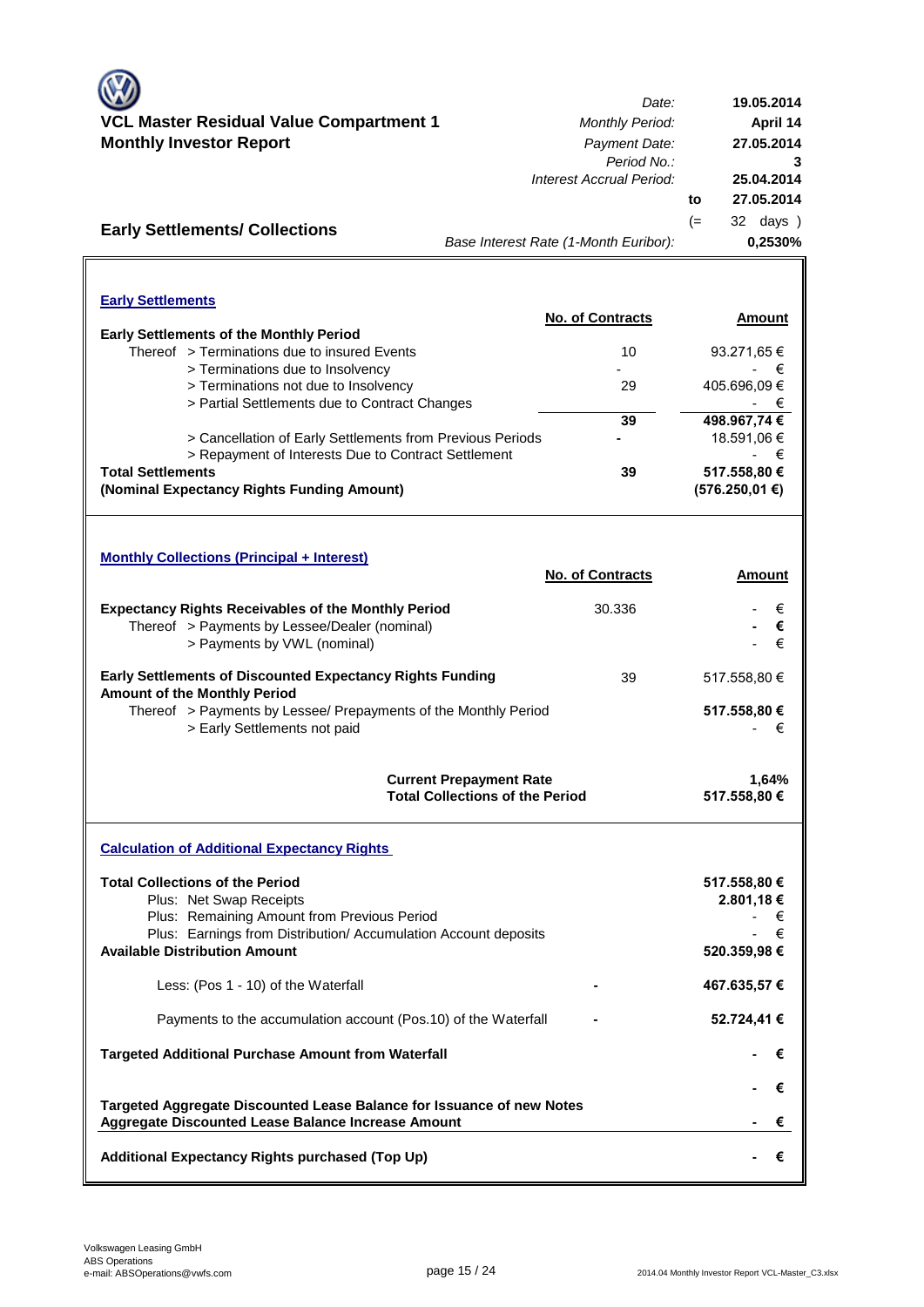# VCL Master Residual Value Compartment 1
## Monthly Investor Report

| | |
|---|---|
| *Date:* | **19.05.2014** |
| *Monthly Period:* | **April 14** |
| *Payment Date:* | **27.05.2014** |
| *Period No.:* | **3** |
| *Interest Accrual Period:* | **25.04.2014** |
| to | **27.05.2014** |
| (= | 32 days ) |
| *Base Interest Rate (1-Month Euribor):* | **0,2530%** |

## Early Settlements/ Collections

### Early Settlements

| | No. of Contracts | Amount |
|---|---|---|
| **Early Settlements of the Monthly Period** | | |
| Thereof > Terminations due to insured Events | 10 | 93.271,65 € |
| > Terminations due to Insolvency | - | - € |
| > Terminations not due to Insolvency | 29 | 405.696,09 € |
| > Partial Settlements due to Contract Changes | | - € |
| | **39** | **498.967,74 €** |
| > Cancellation of Early Settlements from Previous Periods | - | 18.591,06 € |
| > Repayment of Interests Due to Contract Settlement | | - € |
| **Total Settlements** | **39** | **517.558,80 €** |
| **(Nominal Expectancy Rights Funding Amount)** | | **(576.250,01 €)** |

### Monthly Collections (Principal + Interest)

| | No. of Contracts | Amount |
|---|---|---|
| **Expectancy Rights Receivables of the Monthly Period** | 30.336 | - € |
| Thereof > Payments by Lessee/Dealer (nominal) | | **- €** |
| > Payments by VWL (nominal) | | - € |
| **Early Settlements of Discounted Expectancy Rights Funding Amount of the Monthly Period** | 39 | 517.558,80 € |
| Thereof > Payments by Lessee/ Prepayments of the Monthly Period | | **517.558,80 €** |
| > Early Settlements not paid | | - € |
| **Current Prepayment Rate** | | **1,64%** |
| **Total Collections of the Period** | | **517.558,80 €** |

### Calculation of Additional Expectancy Rights

| | | |
|---|---|---|
| **Total Collections of the Period** | | **517.558,80 €** |
| Plus: Net Swap Receipts | | **2.801,18 €** |
| Plus: Remaining Amount from Previous Period | | - € |
| Plus: Earnings from Distribution/ Accumulation Account deposits | | - € |
| **Available Distribution Amount** | | **520.359,98 €** |
| Less: (Pos 1 - 10) of the Waterfall | - | **467.635,57 €** |
| Payments to the accumulation account (Pos.10) of the Waterfall | - | **52.724,41 €** |
| **Targeted Additional Purchase Amount from Waterfall** | | **- €** |
| | | **- €** |
| **Targeted Aggregate Discounted Lease Balance for Issuance of new Notes** | | |
| **Aggregate Discounted Lease Balance Increase Amount** | | **- €** |
| **Additional Expectancy Rights purchased (Top Up)** | | **- €** |

Volkswagen Leasing GmbH
ABS Operations
e-mail: ABSOperations@vwfs.com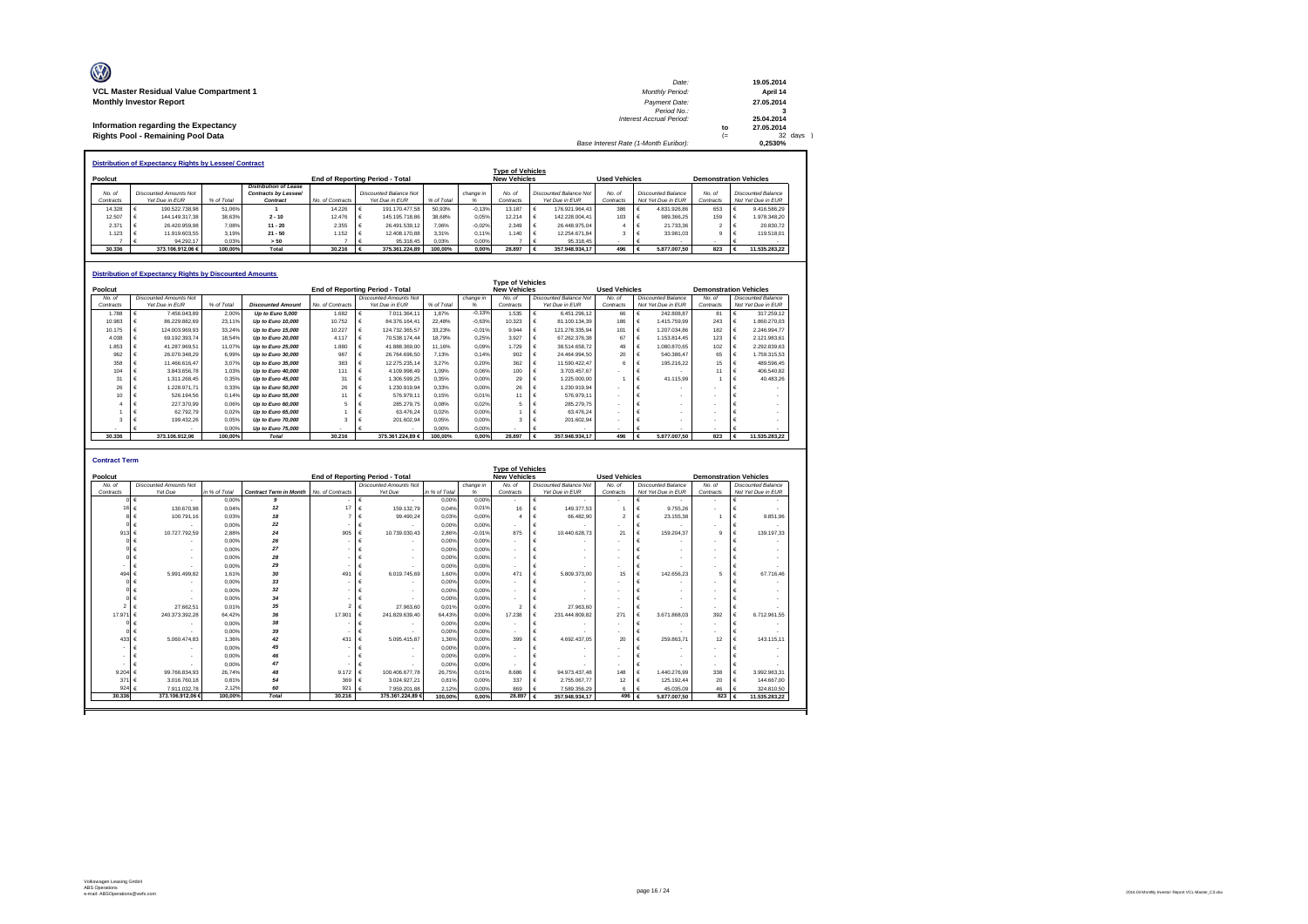**VCL Master Residual Value Compartment 1**
**Monthly Investor Report**

**Information regarding the Expectancy**
**Rights Pool - Remaining Pool Data**

| | | |
|---|---|---|
| Date: | 19.05.2014 | |
| Monthly Period: | April 14 | |
| Payment Date: | 27.05.2014 | |
| Period No.: | 3 | |
| Interest Accrual Period: | 25.04.2014 | |
| | to 27.05.2014 | |
| | (= 32 days) | |
| Base Interest Rate (1-Month Euribor): | 0,2530% | |

## Distribution of Expectancy Rights by Lessee/ Contract

| Poolcut | | | | End of Reporting Period - Total | | | | Type of Vehicles New Vehicles | | Used Vehicles | | Demonstration Vehicles | |
|---|---|---|---|---|---|---|---|---|---|---|---|---|---|
| No. of Contracts | Discounted Amounts Not Yet Due in EUR | % of Total | Distribution of Lease Contracts by Lessee/ Contract | No. of Contracts | Discounted Balance Not Yet Due in EUR | % of Total | change in % | No. of Contracts | Discounted Balance Not Yet Due in EUR | No. of Contracts | Discounted Balance Not Yet Due in EUR | No. of Contracts | Discounted Balance Not Yet Due in EUR |
| 14.328 | € 190.522.738,98 | 51,06% | 1 | 14.226 | € 191.170.477,58 | 50,93% | -0,13% | 13.187 | € 176.921.964,43 | 386 | € 4.831.926,86 | 653 | € 9.416.586,29 |
| 12.507 | € 144.149.317,38 | 38,63% | 2 - 10 | 12.476 | € 145.195.718,86 | 38,68% | 0,05% | 12.214 | € 142.228.004,41 | 103 | € 989.366,25 | 159 | € 1.978.348,20 |
| 2.371 | € 26.420.959,98 | 7,08% | 11 - 20 | 2.355 | € 26.491.539,12 | 7,06% | -0,02% | 2.349 | € 26.448.975,04 | 4 | € 21.733,36 | 2 | € 20.830,72 |
| 1.123 | € 11.919.603,55 | 3,19% | 21 - 50 | 1.152 | € 12.408.170,88 | 3,31% | 0,11% | 1.140 | € 12.254.671,84 | 3 | € 33.981,03 | 9 | € 119.518,01 |
| 7 | € 94.292,17 | 0,03% | > 50 | 7 | € 95.318,45 | 0,03% | 0,00% | 7 | € 95.318,45 | - | € - | - | € - |
| 30.336 | 373.106.912,06 € | 100,00% | Total | 30.216 | € 375.361.224,89 | 100,00% | 0,00% | 28.897 | € 357.948.934,17 | 496 | € 5.877.007,50 | 823 | € 11.535.283,22 |

## Distribution of Expectancy Rights by Discounted Amounts

| Poolcut | | | | End of Reporting Period - Total | | | | Type of Vehicles New Vehicles | | Used Vehicles | | Demonstration Vehicles | |
|---|---|---|---|---|---|---|---|---|---|---|---|---|---|
| No. of Contracts | Discounted Amounts Not Yet Due in EUR | % of Total | Discounted Amount | No. of Contracts | Discounted Amounts Not Yet Due in EUR | % of Total | change in % | No. of Contracts | Discounted Balance Not Yet Due in EUR | No. of Contracts | Discounted Balance Not Yet Due in EUR | No. of Contracts | Discounted Balance Not Yet Due in EUR |
| 1.788 | € 7.456.043,89 | 2,00% | Up to Euro 5,000 | 1.682 | € 7.011.364,11 | 1,87% | -0,13% | 1.535 | € 6.451.296,12 | 66 | € 242.808,87 | 81 | € 317.259,12 |
| 10.983 | € 86.229.882,69 | 23,11% | Up to Euro 10,000 | 10.752 | € 84.376.164,41 | 22,48% | -0,63% | 10.323 | € 81.100.134,39 | 186 | € 1.415.759,99 | 243 | € 1.860.270,03 |
| 10.175 | € 124.003.969,93 | 33,24% | Up to Euro 15,000 | 10.227 | € 124.732.365,57 | 33,23% | -0,01% | 9.944 | € 121.278.335,94 | 101 | € 1.207.034,86 | 182 | € 2.246.994,77 |
| 4.038 | € 69.192.393,74 | 18,54% | Up to Euro 20,000 | 4.117 | € 70.538.174,44 | 18,79% | 0,25% | 3.927 | € 67.262.376,38 | 67 | € 1.153.814,45 | 123 | € 2.121.983,61 |
| 1.853 | € 41.287.969,51 | 11,07% | Up to Euro 25,000 | 1.880 | € 41.888.369,00 | 11,16% | 0,09% | 1.729 | € 38.514.658,72 | 49 | € 1.080.870,65 | 102 | € 2.292.839,63 |
| 962 | € 26.070.348,29 | 6,99% | Up to Euro 30,000 | 987 | € 26.764.896,50 | 7,13% | 0,14% | 902 | € 24.464.994,50 | 20 | € 540.386,47 | 65 | € 1.759.315,53 |
| 358 | € 11.466.616,47 | 3,07% | Up to Euro 35,000 | 383 | € 12.275.235,14 | 3,27% | 0,20% | 362 | € 11.590.422,47 | 6 | € 195.216,22 | 15 | € 489.596,45 |
| 104 | € 3.843.656,78 | 1,03% | Up to Euro 40,000 | 111 | € 4.109.998,49 | 1,09% | 0,06% | 100 | € 3.703.457,67 | - | € - | 11 | € 406.540,82 |
| 31 | € 1.311.268,45 | 0,35% | Up to Euro 45,000 | 31 | € 1.306.599,25 | 0,35% | 0,00% | 29 | € 1.225.000,00 | 1 | € 41.115,99 | 1 | € 40.483,26 |
| 26 | € 1.228.971,71 | 0,33% | Up to Euro 50,000 | 26 | € 1.230.919,94 | 0,33% | 0,00% | 26 | € 1.230.919,94 | - | € - | - | € - |
| 10 | € 526.194,56 | 0,14% | Up to Euro 55,000 | 11 | € 576.979,11 | 0,15% | 0,01% | 11 | € 576.979,11 | - | € - | - | € - |
| 4 | € 227.370,99 | 0,06% | Up to Euro 60,000 | 5 | € 285.279,75 | 0,08% | 0,02% | 5 | € 285.279,75 | - | € - | - | € - |
| 1 | € 62.792,79 | 0,02% | Up to Euro 65,000 | 1 | € 63.476,24 | 0,02% | 0,00% | 1 | € 63.476,24 | - | € - | - | € - |
| 3 | € 199.432,26 | 0,05% | Up to Euro 70,000 | 3 | € 201.602,94 | 0,05% | 0,00% | 3 | € 201.602,94 | - | € - | - | € - |
| - | € - | 0,00% | Up to Euro 75,000 | - | € - | 0,00% | 0,00% | - | € - | - | € - | - | € - |
| 30.336 | 373.106.912,06 | 100,00% | Total | 30.216 | 375.361.224,89 € | 100,00% | 0,00% | 28.897 | € 357.948.934,17 | 496 | € 5.877.007,50 | 823 | € 11.535.283,22 |

## Contract Term

| Poolcut | | | | End of Reporting Period - Total | | | | Type of Vehicles New Vehicles | | Used Vehicles | | Demonstration Vehicles | |
|---|---|---|---|---|---|---|---|---|---|---|---|---|---|
| No. of Contracts | Discounted Amounts Not Yet Due | in % of Total | Contract Term in Month | No. of Contracts | Discounted Amounts Not Yet Due | in % of Total | change in % | No. of Contracts | Discounted Balance Not Yet Due in EUR | No. of Contracts | Discounted Balance Not Yet Due in EUR | No. of Contracts | Discounted Balance Not Yet Due in EUR |
| 0 | € - | 0,00% | 9 | - | € - | 0,00% | 0,00% | - | € - | - | € - | - | € - |
| 16 | € 130.670,98 | 0,04% | 12 | 17 | € 159.132,79 | 0,04% | 0,01% | 16 | € 149.377,53 | 1 | € 9.755,26 | - | € - |
| 8 | € 100.791,16 | 0,03% | 18 | 7 | € 99.490,24 | 0,03% | 0,00% | 4 | € 66.482,90 | 2 | € 23.155,38 | 1 | € 9.851,96 |
| 0 | € - | 0,00% | 22 | - | € - | 0,00% | 0,00% | - | € - | - | € - | - | € - |
| 913 | € 10.727.792,59 | 2,88% | 24 | 905 | € 10.739.030,43 | 2,86% | -0,01% | 875 | € 10.440.628,73 | 21 | € 159.204,37 | 9 | € 139.197,33 |
| 0 | € - | 0,00% | 26 | - | € - | 0,00% | 0,00% | - | € - | - | € - | - | € - |
| 0 | € - | 0,00% | 27 | - | € - | 0,00% | 0,00% | - | € - | - | € - | - | € - |
| 0 | € - | 0,00% | 28 | - | € - | 0,00% | 0,00% | - | € - | - | € - | - | € - |
| - | € - | 0,00% | 29 | - | € - | 0,00% | 0,00% | - | € - | - | € - | - | € - |
| 494 | € 5.991.499,82 | 1,61% | 30 | 491 | € 6.019.745,69 | 1,60% | 0,00% | 471 | € 5.809.373,00 | 15 | € 142.656,23 | 5 | € 67.716,46 |
| 0 | € - | 0,00% | 33 | - | € - | 0,00% | 0,00% | - | € - | - | € - | - | € - |
| 0 | € - | 0,00% | 32 | - | € - | 0,00% | 0,00% | - | € - | - | € - | - | € - |
| 0 | € - | 0,00% | 34 | - | € - | 0,00% | 0,00% | - | € - | - | € - | - | € - |
| 2 | € 27.662,51 | 0,01% | 35 | 2 | € 27.963,60 | 0,01% | 0,00% | 2 | € 27.963,60 | - | € - | - | € - |
| 17.971 | € 240.373.392,28 | 64,42% | 36 | 17.901 | € 241.829.639,40 | 64,43% | 0,00% | 17.238 | € 231.444.809,82 | 271 | € 3.671.868,03 | 392 | € 6.712.961,55 |
| 0 | € - | 0,00% | 38 | - | € - | 0,00% | 0,00% | - | € - | - | € - | - | € - |
| 0 | € - | 0,00% | 39 | - | € - | 0,00% | 0,00% | - | € - | - | € - | - | € - |
| 433 | € 5.060.474,83 | 1,36% | 42 | 431 | € 5.095.415,87 | 1,36% | 0,00% | 399 | € 4.692.437,05 | 20 | € 259.863,71 | 12 | € 143.115,11 |
| - | € - | 0,00% | 45 | - | € - | 0,00% | 0,00% | - | € - | - | € - | - | € - |
| - | € - | 0,00% | 46 | - | € - | 0,00% | 0,00% | - | € - | - | € - | - | € - |
| - | € - | 0,00% | 47 | - | € - | 0,00% | 0,00% | - | € - | - | € - | - | € - |
| 9.204 | € 99.766.834,93 | 26,74% | 48 | 9.172 | € 100.406.677,78 | 26,75% | 0,01% | 8.686 | € 94.973.437,48 | 148 | € 1.440.276,99 | 338 | € 3.992.963,31 |
| 371 | € 3.016.760,18 | 0,81% | 54 | 369 | € 3.024.927,21 | 0,81% | 0,00% | 337 | € 2.755.067,77 | 12 | € 125.192,44 | 20 | € 144.667,00 |
| 924 | € 7.911.032,78 | 2,12% | 60 | 921 | € 7.959.201,88 | 2,12% | 0,00% | 869 | € 7.589.356,29 | 6 | € 45.035,09 | 46 | € 324.810,50 |
| 30.336 | 373.106.912,06 € | 100,00% | Total | 30.216 | 375.361.224,89 € | 100,00% | 0,00% | 28.897 | € 357.948.934,17 | 496 | € 5.877.007,50 | 823 | € 11.535.283,22 |

Volkswagen Leasing GmbH
ABS Operations
e-mail: ABSOperations@vwfs.com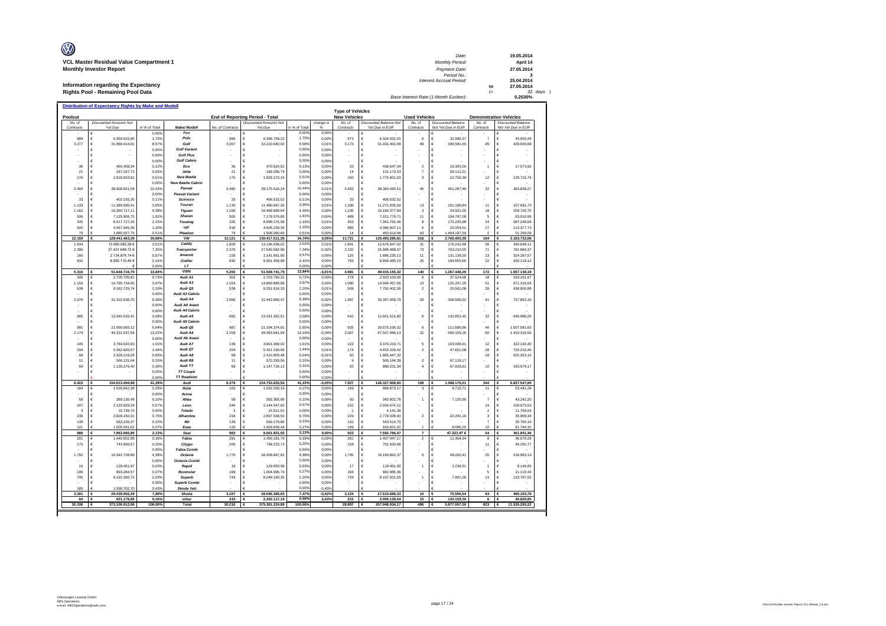**VCL Master Residual Value Compartment 1**
**Monthly Investor Report**

**Information regarding the Expectancy Rights Pool - Remaining Pool Data**

| | |
|---|---|
| Date: | 19.05.2014 |
| Monthly Period: | April 14 |
| Payment Date: | 27.05.2014 |
| Period No.: | 3 |
| Interest Accrual Period: | 25.04.2014 to 27.05.2014 (= 32 days) |
| Base Interest Rate (1-Month Euribor): | 0,2530% |

**Distribution of Expectancy Rights by Make and Modell**

| Poolcut | | | | End of Reporting Period - Total | | | | Type of Vehicles New Vehicles | | Used Vehicles | | Demonstration Vehicles | |
|---|---|---|---|---|---|---|---|---|---|---|---|---|---|
| No. of Contracts | Discounted Amounts Not Yet Due | in % of Total | Make/ Modell | No. of Contracts | Discounted Amounts Not Yet Due | in % of Total | change in % | No. of Contracts | Discounted Balance Not Yet Due in EUR | No. of Contracts | Discounted Balance Not Yet Due in EUR | No. of Contracts | Discounted Balance Not Yet Due in EUR |
| - | € - | 0,00% | Fox | - | € - | 0,00% | 0,00% | - | € - | - | € - | - | € - |
| 989 | € 6.350.915,85 | 1,70% | Polo | 986 | € 6.396.769,22 | 1,70% | 0,00% | 973 | € 6.324.032,41 | 6 | € 32.086,37 | 7 | € 40.650,44 |
| 3.277 | € 31.969.414,01 | 8,57% | Golf | 3.267 | € 32.210.640,02 | 8,58% | 0,01% | 3.173 | € 31.431.401,68 | 49 | € 349.581,65 | 45 | € 429.656,69 |
| - | € - | 0,00% | Golf Variant | - | € - | 0,00% | 0,00% | - | € - | - | € - | - | € - |
| - | € - | 0,00% | Golf Plus | - | € - | 0,00% | 0,00% | - | € - | - | € - | - | € - |
| - | € - | 0,00% | Golf Cabrio | - | € - | 0,00% | 0,00% | - | € - | - | € - | - | € - |
| 36 | € 465.458,34 | 0,12% | Eos | 36 | € 470.524,52 | 0,13% | 0,00% | 33 | € 436.647,34 | 2 | € 16.303,26 | 1 | € 17.573,92 |
| 21 | € 187.247,71 | 0,05% | Jetta | 21 | € 189.285,74 | 0,05% | 0,00% | 14 | € 131.173,53 | 7 | € 58.112,21 | - | € - |
| 176 | € 1.918.003,91 | 0,51% | New Beetle | 175 | € 1.928.273,16 | 0,51% | 0,00% | 160 | € 1.775.801,03 | 3 | € 22.756,39 | 12 | € 129.715,74 |
| - | € - | 0,00% | New Beetle Cabrio | - | € - | 0,00% | 0,00% | - | € - | - | € - | - | € - |
| 3.492 | € 38.900.821,58 | 10,43% | Passat | 3.480 | € 39.175.616,24 | 10,44% | 0,01% | 3.403 | € 38.360.490,51 | 45 | € 451.287,46 | 32 | € 363.838,27 |
| - | € - | 0,00% | Passat Variant | - | € - | 0,00% | 0,00% | - | € - | - | € - | - | € - |
| 33 | € 402.155,35 | 0,11% | Scirocco | 33 | € 406.532,52 | 0,11% | 0,00% | 33 | € 406.532,52 | - | € - | - | € - |
| 1.133 | € 11.389.590,41 | 3,05% | Touran | 1.130 | € 11.480.697,26 | 3,06% | 0,01% | 1.106 | € 11.271.835,69 | 13 | € 101.169,84 | 11 | € 107.691,73 |
| 1.162 | € 16.360.717,11 | 4,38% | Tiguan | 1.156 | € 16.468.999,64 | 4,39% | 0,00% | 1.135 | € 16.184.377,84 | 3 | € 24.921,05 | 18 | € 259.700,75 |
| 506 | € 7.125.908,75 | 1,91% | Sharan | 505 | € 7.179.576,85 | 1,91% | 0,00% | 489 | € 7.011.779,71 | 11 | € 104.787,08 | 5 | € 63.010,06 |
| 335 | € 8.017.727,26 | 2,15% | Touareg | 335 | € 8.099.276,08 | 2,16% | 0,01% | 303 | € 7.341.791,46 | 8 | € 170.235,98 | 24 | € 587.248,64 |
| 920 | € 4.467.945,36 | 1,20% | up! | 918 | € 4.505.239,35 | 1,20% | 0,00% | 885 | € 4.366.807,11 | 6 | € 25.054,51 | 27 | € 113.377,73 |
| 79 | € 1.885.557,75 | 0,51% | Phaeton | 79 | € 1.906.080,66 | 0,51% | 0,00% | 14 | € 450.614,98 | 63 | € 1.404.197,59 | 2 | € 51.268,09 |
| 12.159 | € 129.441.463,39 | 34,69% | VW | 12.121 | € 130.417.511,26 | 34,74% | 0,05% | 11.721 | € 125.493.285,81 | 216 | € 2.760.493,39 | 184 | € 2.163.732,06 |
| 1.934 | 13.090.082,39 € | 3,51% | Caddy | 1.928 | € 13.196.038,02 | 3,52% | 0,01% | 1.841 | € 12.676.947,02 | 31 | € 178.242,88 | 56 | € 340.848,12 |
| 2.390 | 27.431.649,72 € | 7,35% | Transporter | 2.376 | € 27.540.582,99 | 7,34% | -0,02% | 2.232 | € 25.985.488,07 | 73 | € 763.210,55 | 71 | € 791.884,37 |
| 160 | 2.134.874,14 € | 0,57% | Amarok | 159 | € 2.141.661,90 | 0,57% | 0,00% | 125 | € 1.686.235,13 | 11 | € 131.139,20 | 23 | € 324.287,57 |
| 832 | 8.992.110,45 € | 2,41% | Crafter | 830 | € 9.061.458,88 | 2,41% | 0,00% | 783 | € 8.666.485,10 | 25 | € 194.855,66 | 22 | € 200.118,12 |
| - | € | 0,00% | LT | - | € - | 0,00% | 0,00% | - | € - | - | € - | - | € - |
| 5.316 | € 51.648.716,70 | 13,84% | VWN | 5.293 | € 51.939.741,79 | 13,84% | -0,01% | 4.981 | € 49.015.155,32 | 140 | € 1.267.448,29 | 172 | € 1.657.138,18 |
| 305 | € 2.705.705,81 | 0,73% | Audi A1 | 302 | € 2.703.790,31 | 0,72% | 0,00% | 278 | € 2.503.103,96 | 6 | € 37.524,68 | 18 | € 163.161,67 |
| 1.159 | € 14.795.734,90 | 3,97% | Audi A3 | 1.154 | € 14.890.980,89 | 3,97% | 0,00% | 1.090 | € 14.094.457,06 | 13 | € 125.207,29 | 51 | € 671.316,54 |
| 539 | € 8.182.725,74 | 2,19% | Audi Q3 | 538 | € 8.251.914,33 | 2,20% | 0,01% | 508 | € 7.792.402,36 | 2 | € 20.561,08 | 28 | € 438.950,89 |
| - | € - | 0,00% | Audi A3 Cabrio | - | € - | 0,00% | 0,00% | - | € - | - | € - | - | € - |
| 2.076 | € 31.315.636,70 | 8,39% | Audi A4 | 2.066 | € 31.443.880,47 | 8,38% | -0,02% | 1.997 | € 30.397.459,79 | 28 | € 308.568,52 | 41 | € 737.852,16 |
| - | € - | 0,00% | Audi A4 Avant | - | € - | 0,00% | 0,00% | - | € - | - | € - | - | € - |
| - | € - | 0,00% | Audi A4 Cabrio | - | € - | 0,00% | 0,00% | - | € - | - | € - | - | € - |
| 685 | € 13.345.520,41 | 3,58% | Audi A5 | 682 | € 13.431.362,51 | 3,58% | 0,00% | 642 | € 12.651.521,80 | 8 | € 132.852,45 | 32 | € 646.988,26 |
| - | € - | 0,00% | Audi A5 Cabrio | - | € - | 0,00% | 0,00% | - | € - | - | € - | - | € - |
| 991 | € 21.060.065,12 | 5,64% | Audi Q5 | 987 | € 21.194.374,91 | 5,65% | 0,00% | 935 | € 20.075.106,32 | 6 | € 111.686,96 | 46 | € 1.007.581,63 |
| 2.174 | € 49.331.537,58 | 13,22% | Audi A6 | 2.159 | € 49.483.941,94 | 13,18% | -0,04% | 2.067 | € 47.507.466,13 | 32 | € 566.159,26 | 60 | € 1.410.316,55 |
| - | € - | 0,00% | Audi A6 Avant | - | € - | 0,00% | 0,00% | - | € - | - | € - | - | € - |
| 140 | € 3.784.020,83 | 1,01% | Audi A7 | 139 | € 3.801.369,02 | 1,01% | 0,00% | 122 | € 3.376.219,71 | 5 | € 103.008,91 | 12 | € 322.140,40 |
| 204 | € 5.362.820,57 | 1,44% | Audi Q7 | 204 | € 5.421.190,96 | 1,44% | 0,01% | 174 | € 4.653.329,42 | 2 | € 47.651,08 | 28 | € 720.210,46 |
| 69 | € 2.428.219,28 | 0,65% | Audi A8 | 68 | € 2.410.800,48 | 0,64% | -0,01% | 50 | € 1.885.447,32 | - | € - | 18 | € 525.353,16 |
| 11 | € 566.131,64 | 0,15% | Audi R8 | 11 | € 572.293,56 | 0,15% | 0,00% | 9 | € 505.164,39 | 2 | € 67.129,17 | - | € - |
| 69 | € 1.135.376,40 | 0,30% | Audi TT | 69 | € 1.147.734,12 | 0,31% | 0,00% | 55 | € 886.231,34 | 4 | € 67.826,61 | 10 | € 193.676,17 |
| - | € - | 0,00% | TT Coupé | - | € - | 0,00% | 0,00% | - | € - | - | € - | - | € - |
| - | € - | 0,00% | TT Roadster | - | € - | 0,00% | 0,00% | - | € - | - | € - | - | € - |
| 8.422 | € 154.013.494,98 | 41,28% | Audi | 8.379 | € 154.753.633,50 | 41,23% | -0,05% | 7.927 | € 146.327.909,60 | 108 | € 1.588.176,01 | 344 | € 6.837.547,89 |
| 184 | € 1.026.842,38 | 0,28% | Ibiza | 183 | € 1.032.030,16 | 0,27% | 0,00% | 169 | € 968.873,17 | 3 | € 9.715,71 | 11 | € 53.441,28 |
| - | € - | 0,00% | Arosa | - | € - | 0,00% | 0,00% | - | € - | - | € - | - | € - |
| 58 | € 389.130,48 | 0,10% | Altea | 58 | € 393.365,88 | 0,10% | 0,00% | 50 | € 343.002,78 | 1 | € 7.120,90 | 7 | € 43.242,20 |
| 247 | € 2.133.929,29 | 0,57% | Leon | 246 | € 2.144.047,65 | 0,57% | 0,00% | 232 | € 2.034.074,12 | - | € - | 14 | € 109.973,53 |
| 3 | € 15.739,70 | 0,00% | Toledo | 3 | € 15.911,01 | 0,00% | 0,00% | 1 | € 4.141,38 | - | € - | 2 | € 11.769,63 |
| 236 | € 2.828.182,01 | 0,76% | Alhambra | 234 | € 2.837.538,50 | 0,76% | 0,00% | 229 | € 2.779.338,00 | 2 | € 22.291,16 | 3 | € 35.909,34 |
| 139 | € 563.150,37 | 0,15% | Mii | 139 | € 569.279,86 | 0,15% | 0,00% | 132 | € 543.514,70 | - | € - | 7 | € 25.765,16 |
| 121 | € 1.005.091,62 | 0,27% | Exeo | 120 | € 1.009.658,44 | 0,27% | 0,00% | 109 | € 919.821,92 | 1 | € 8.096,20 | 10 | € 81.740,32 |
| 988 | € 7.962.065,85 | 2,13% | Seat | 983 | € 8.001.831,50 | 2,13% | 0,00% | 922 | € 7.592.766,07 | 7 | 47.223,97 € | 54 | € 361.841,46 |
| 291 | € 1.440.502,88 | 0,39% | Fabia | 291 | € 1.456.181,79 | 0,39% | 0,00% | 281 | € 1.407.947,17 | 2 | € 11.364,34 | 8 | € 36.870,28 |
| 170 | € 743.960,57 | 0,20% | Citygo | 169 | € 748.223,73 | 0,20% | 0,00% | 158 | € 701.930,96 | - | € - | 11 | € 46.292,77 |
| - | € - | 0,00% | Fabia Combi | - | € - | 0,00% | 0,00% | - | € - | - | € - | - | € - |
| 1.782 | € 16.342.728,88 | 4,38% | Octavia | 1.776 | € 16.458.847,91 | 4,38% | 0,00% | 1.745 | € 16.190.862,37 | 6 | € 49.002,41 | 25 | € 218.983,13 |
| - | € - | 0,00% | Octavia Combi | - | € - | 0,00% | 0,00% | - | € - | - | € - | - | € - |
| 19 | € 128.451,97 | 0,03% | Rapid | 19 | € 129.850,08 | 0,03% | 0,00% | 17 | € 119.461,92 | 1 | € 2.238,51 | 1 | € 8.149,65 |
| 199 | € 993.284,57 | 0,27% | Roomster | 199 | € 1.004.095,79 | 0,27% | 0,00% | 194 | € 982.985,36 | - | € - | 5 | € 21.110,43 |
| 745 | € 8.192.360,72 | 2,20% | Superb | 743 | € 8.249.190,35 | 2,20% | 0,00% | 729 | € 8.107.501,55 | 1 | € 7.901,28 | 13 | € 133.787,52 |
| - | € - | 0,00% | Superb Combi | - | € - | 0,00% | 0,00% | - | € - | - | € - | - | € - |
| 185 | € 1.598.702,70 | 0,43% | Skoda Yeti | - | € - | 0,00% | -0,43% | - | € - | - | € - | - | € - |
| 3.391 | € 29.439.992,29 | 7,89% | Skoda | 3.197 | € 28.046.389,65 | 7,47% | -0,42% | 3.124 | € 27.510.689,33 | 10 | € 70.506,54 | 63 | € 465.193,78 |
| 60 | € 601.178,85 | 0,16% | other | 243 | € 2.202.117,19 | 0,59% | 0,43% | 222 | € 2.009.128,04 | 15 | € 143.159,30 | 6 | € 49.829,85 |
| 30.336 | € 373.106.912,06 | 100,00% | Total | 30.216 | € 375.361.224,89 | 100,00% | | 28.897 | € 357.948.934,17 | 496 | € 5.877.007,50 | 823 | € 11.535.283,22 |

Volkswagen Leasing GmbH
ABS Operations
e-mail: ABSOperations@vwfs.com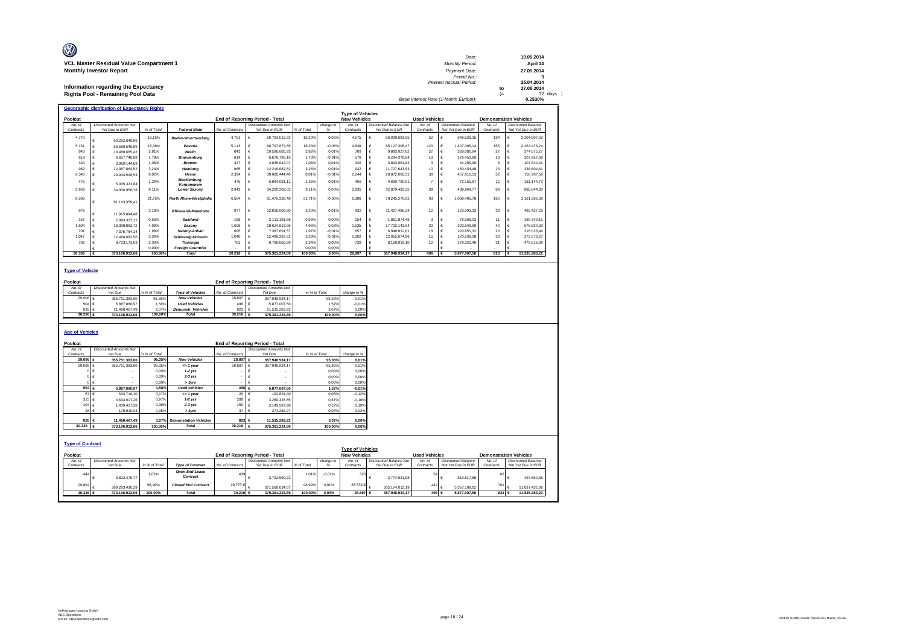**VCL Master Residual Value Compartment 1**
**Monthly Investor Report**

**Information regarding the Expectancy Rights Pool - Remaining Pool Data**

| | | |
|---|---|---|
| Date: | | 19.05.2014 |
| Monthly Period: | | April 14 |
| Payment Date: | | 27.05.2014 |
| Period No.: | | 3 |
| Interest Accrual Period: | | 25.04.2014 |
| | to | 27.05.2014 |
| | (= | 32 days ) |
| Base Interest Rate (1-Month Euribor): | | 0,2530% |

## Geographic distribution of Expectancy Rights

| Poolcut | | | | End of Reporting Period - Total | | | | Type of Vehicles: New Vehicles | | Used Vehicles | | Demonstration Vehicles | |
|---|---|---|---|---|---|---|---|---|---|---|---|---|---|
| No. of Contracts | Discounted Amounts Not Yet Due in EUR | % of Total | Federal State | No. of Contracts | Discounted Amounts Not Yet Due in EUR | % of Total | change in % | No. of Contracts | Discounted Balance Not Yet Due in EUR | No. of Contracts | Discounted Balance Not Yet Due in EUR | No. of Contracts | Discounted Balance Not Yet Due in EUR |
| 4.770 | € 60.252.646,86 | 16,15% | Baden-Wuerttemberg | 4.761 | € 60.791.015,92 | 16,20% | 0,05% | 4.575 | € 58.039.681,95 | 52 | € 646.526,35 | 134 | € 2.104.807,62 |
| 5.151 | € 68.588.546,89 | 18,38% | Bavaria | 5.113 | € 68.797.879,85 | 18,33% | -0,05% | 4.838 | € 65.127.308,47 | 120 | € 1.407.095,14 | 155 | € 2.263.476,24 |
| 843 | € 10.488.665,42 | 2,81% | Berlin | 843 | € 10.596.685,93 | 2,82% | 0,01% | 789 | € 9.893.927,82 | 27 | € 328.082,84 | 27 | € 374.675,27 |
| 619 | € 6.657.748,08 | 1,78% | Brandenburg | 614 | € 6.678.790,10 | 1,78% | -0,01% | 578 | € 6.294.378,84 | 18 | € 176.453,60 | 18 | € 207.957,66 |
| 334 | € 3.969.144,69 | 1,06% | Bremen | 337 | € 4.035.642,07 | 1,08% | 0,01% | 326 | € 3.893.561,64 | 3 | € 34.255,99 | 8 | € 107.824,44 |
| 962 | € 12.087.864,52 | 3,24% | Hamburg | 965 | € 12.216.682,82 | 3,25% | 0,01% | 932 | € 11.727.643,53 | 10 | € 150.434,48 | 23 | € 338.604,81 |
| 2.346 | € 29.934.508,53 | 8,02% | Hesse | 2.334 | € 30.080.444,40 | 8,01% | -0,01% | 2.244 | € 28.872.060,31 | 38 | € 457.616,53 | 52 | € 750.767,56 |
| 475 | € 5.005.323,84 | 1,34% | Mecklenburg-Vorpommern | 475 | € 5.064.091,11 | 1,35% | 0,01% | 456 | € 4.830.790,51 | 7 | € 72.155,87 | 12 | € 161.144,73 |
| 2.959 | € 34.000.958,78 | 9,11% | Lower Saxony | 2.943 | € 34.200.202,02 | 9,11% | 0,00% | 2.835 | € 32.879.493,25 | 39 | € 439.864,77 | 69 | € 880.844,00 |
| 6.598 | € 81.163.359,41 | 21,75% | North Rhine-Westphalia | 6.564 | € 81.475.338,48 | 21,71% | -0,05% | 6.306 | € 78.245.276,62 | 93 | € 1.068.495,78 | 165 | € 2.161.566,08 |
| 978 | € 11.915.894,48 | 3,19% | Rhineland-Palatinate | 977 | € 12.016.006,80 | 3,20% | 0,01% | 932 | € 11.427.486,24 | 12 | € 123.093,33 | 33 | € 465.427,23 |
| 167 | € 2.093.337,11 | 0,56% | Saarland | 168 | € 2.111.191,66 | 0,56% | 0,00% | 154 | € 1.861.874,48 | 3 | € 79.568,03 | 11 | € 169.749,15 |
| 1.604 | € 18.388.863,72 | 4,93% | Saxony | 1.606 | € 18.624.613,96 | 4,96% | 0,03% | 1.535 | € 17.722.143,64 | 29 | € 323.649,99 | 42 | € 578.820,33 |
| 701 | € 7.376.784,14 | 1,98% | Saxony-Anhalt | 695 | € 7.387.691,57 | 1,97% | -0,01% | 657 | € 6.948.812,81 | 18 | € 220.850,32 | 20 | € 218.028,44 |
| 1.047 | € 12.460.092,56 | 3,34% | Schleswig-Holstein | 1.040 | € 12.498.287,31 | 3,33% | -0,01% | 1.002 | € 12.055.674,96 | 15 | € 170.539,08 | 23 | € 272.073,27 |
| 782 | € 8.723.173,03 | 2,34% | Thuringia | 781 | € 8.786.660,89 | 2,34% | 0,00% | 738 | € 8.128.819,10 | 12 | € 178.325,40 | 31 | € 479.516,39 |
| - | € - | 0,00% | Foreign Countries | - | € - | 0,00% | 0,00% | - | € - | - | € - | - | € - |
| **30.336** | **€ 373.106.912,06** | **100,00%** | **Total** | **30.216** | **€ 375.361.224,89** | **100,00%** | **0,00%** | **28.897** | **€ 357.948.934,17** | **496** | **€ 5.877.007,50** | **823** | **€ 11.535.283,22** |

## Type of Vehicle

| Poolcut | | | | End of Reporting Period - Total | | | |
|---|---|---|---|---|---|---|---|
| No. of Contracts | Discounted Amounts Not Yet Due | in % of Total | Type of Vehicles | No. of Contracts | Discounted Amounts Not Yet Due | in % of Total | change in % |
| 29.006 | € 355.751.383,60 | 95,35% | New Vehicles | 28.897 | € 357.948.934,17 | 95,36% | 0,01% |
| 504 | € 5.887.060,97 | 1,58% | Used Vehicles | 496 | € 5.877.007,50 | 1,57% | -0,01% |
| 826 | € 11.468.467,49 | 3,07% | Demonstr. Vehicles | 823 | € 11.535.283,22 | 3,07% | 0,00% |
| **30.336** | **€ 373.106.912,06** | **100,00%** | **Total** | **30.216** | **€ 375.361.224,89** | **100,00%** | **0,00%** |

## Age of Vehicles

| Poolcut | | | | End of Reporting Period - Total | | | |
|---|---|---|---|---|---|---|---|
| No. of Contracts | Discounted Amounts Not Yet Due | in % of Total | | No. of Contracts | Discounted Amounts Not Yet Due | in % of Total | change in % |
| **29.006** | **€ 355.751.383,60** | **95,35%** | **New Vehicles** | **28.897** | **€ 357.948.934,17** | **95,36%** | **0,01%** |
| 29.006 | € 355.751.383,60 | 95,35% | <= 1 year | 28.897 | € 357.948.934,17 | 95,36% | 0,01% |
| 0 | € - | 0,00% | 1-2 yrs | - | € - | 0,00% | 0,00% |
| 0 | € - | 0,00% | 2-3 yrs | - | € - | 0,00% | 0,00% |
| 0 | € - | 0,00% | > 3yrs | - | € - | 0,00% | 0,00% |
| **504** | **€ 5.887.060,97** | **1,58%** | **Used vehicles** | **496** | **€ 5.877.007,50** | **1,57%** | **-0,01%** |
| 57 | € 633.716,10 | 0,17% | <= 1 year | 20 | € 192.824,40 | 0,05% | -0,12% |
| 315 | € 3.634.017,26 | 0,97% | 1-2 yrs | 289 | € 3.269.328,85 | 0,87% | -0,10% |
| 104 | € 1.439.417,58 | 0,39% | 2-3 yrs | 150 | € 2.143.587,98 | 0,57% | 0,19% |
| 28 | € 179.910,03 | 0,05% | > 3yrs | 37 | € 271.266,27 | 0,07% | 0,02% |
| **826** | **€ 11.468.467,49** | **3,07%** | **Demonstation Vehicles** | **823** | **€ 11.535.283,22** | **3,07%** | **0,00%** |
| **30.336** | **€ 373.106.912,06** | **100,00%** | **Total** | **30.216** | **€ 375.361.224,89** | **100,00%** | **0,00%** |

## Type of Contract

| Poolcut | | | | End of Reporting Period - Total | | | | Type of Vehicles: New Vehicles | | Used Vehicles | | Demonstration Vehicles | |
|---|---|---|---|---|---|---|---|---|---|---|---|---|---|
| No. of Contracts | Discounted Amounts Not Yet Due | in % of Total | Type of Contract | No. of Contracts | Discounted Amounts Not Yet Due in EUR | % of Total | change in % | No. of Contracts | Discounted Balance Not Yet Due in EUR | No. of Contracts | Discounted Balance Not Yet Due in EUR | No. of Contracts | Discounted Balance Not Yet Due in EUR |
| 444 | € 3.823.475,77 | 1,02% | Open End Lease Contract | 439 | € 3.792.590,22 | 1,01% | -0,01% | 323 | € 2.774.921,98 | 54 | € 519.817,88 | 62 | € 497.850,36 |
| 29.892 | € 369.283.436,29 | 98,98% | Closed End Contract | 29.777 | € 371.568.634,67 | 98,99% | 0,01% | 28.574 | € 355.174.012,19 | 442 | € 5.357.189,62 | 761 | € 11.037.432,86 |
| **30.336** | **€ 373.106.912,06** | **100,00%** | **Total** | **30.216** | **€ 375.361.224,89** | **100,00%** | **0,00%** | **28.897** | **€ 357.948.934,17** | **496** | **€ 5.877.007,50** | **823** | **€ 11.535.283,22** |

Volkswagen Leasing GmbH
ABS Operations
e-mail: ABSOperations@vwfs.com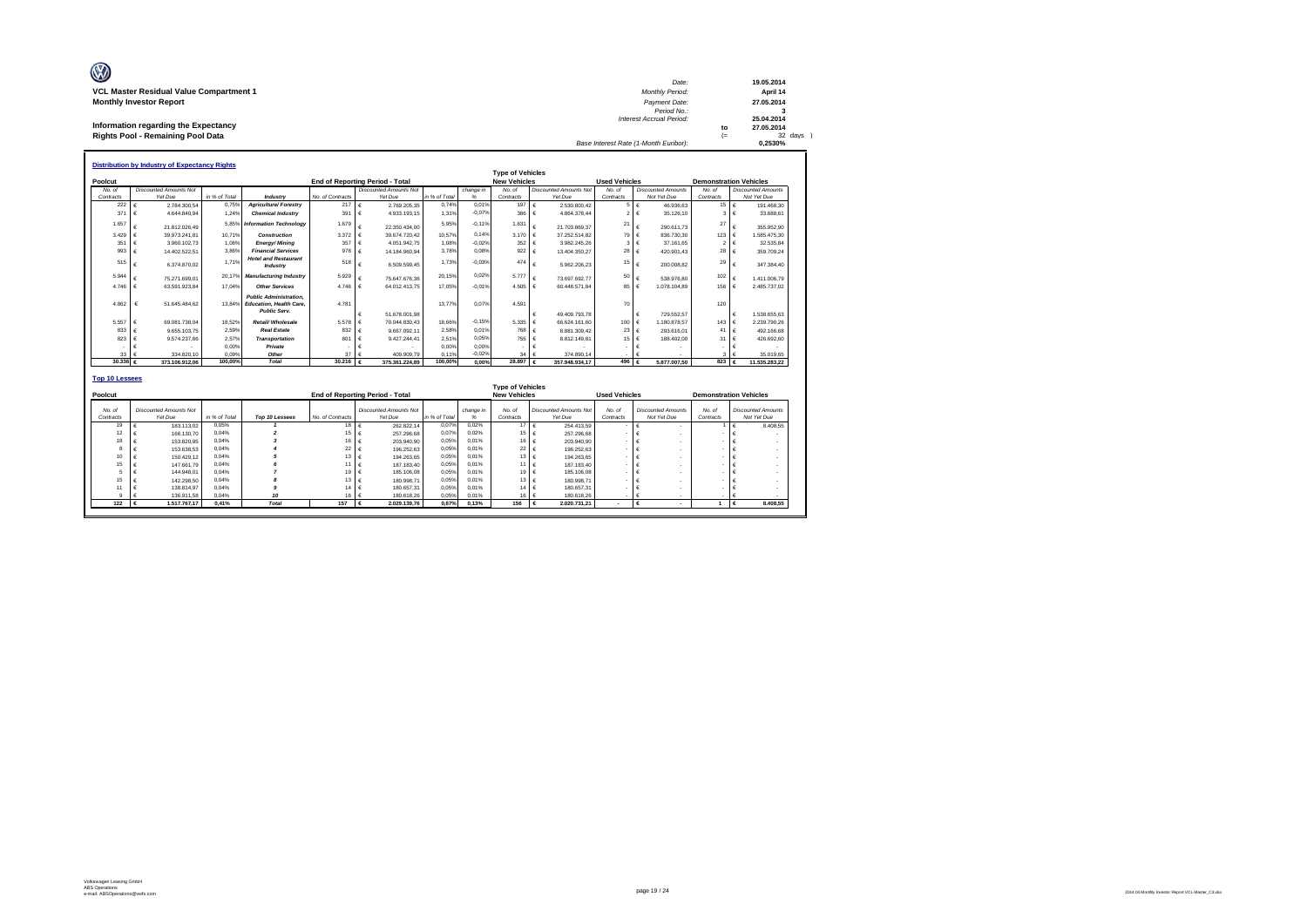**VCL Master Residual Value Compartment 1**
**Monthly Investor Report**

**Information regarding the Expectancy Rights Pool - Remaining Pool Data**

| | | |
|---|---|---|
| Date: | 19.05.2014 | |
| Monthly Period: | April 14 | |
| Payment Date: | 27.05.2014 | |
| Period No.: | 3 | |
| Interest Accrual Period: | 25.04.2014 | |
| to | 27.05.2014 | |
| (= | 32 | days ) |
| Base Interest Rate (1-Month Euribor): | 0,2530% | |

## Distribution by Industry of Expectancy Rights

| Poolcut | | | | End of Reporting Period - Total | | | | Type of Vehicles New Vehicles | | Used Vehicles | | Demonstration Vehicles | |
|---|---|---|---|---|---|---|---|---|---|---|---|---|---|
| No. of Contracts | Discounted Amounts Not Yet Due | in % of Total | Industry | No. of Contracts | Discounted Amounts Not Yet Due | in % of Total | change in % | No. of Contracts | Discounted Amounts Not Yet Due | No. of Contracts | Discounted Amounts Not Yet Due | No. of Contracts | Discounted Amounts Not Yet Due |
| 222 | € 2.784.300,54 | 0,75% | Agriculture/ Forestry | 217 | € 2.769.205,35 | 0,74% | 0,01% | 197 | € 2.530.800,42 | 5 | € 46.936,63 | 15 | € 191.468,30 |
| 371 | € 4.644.840,94 | 1,24% | Chemical Industry | 391 | € 4.933.193,15 | 1,31% | -0,07% | 386 | € 4.864.378,44 | 2 | € 35.126,10 | 3 | € 33.688,61 |
| 1.657 | € 21.812.026,49 | 5,85% | Information Technology | 1.679 | € 22.350.434,00 | 5,95% | -0,11% | 1.631 | € 21.703.869,37 | 21 | € 290.611,73 | 27 | € 355.952,90 |
| 3.429 | € 39.973.241,81 | 10,71% | Construction | 3.372 | € 39.674.720,42 | 10,57% | 0,14% | 3.170 | € 37.252.514,82 | 79 | € 836.730,30 | 123 | € 1.585.475,30 |
| 351 | € 3.960.102,73 | 1,06% | Energy/ Mining | 357 | € 4.051.942,75 | 1,08% | -0,02% | 352 | € 3.982.245,26 | 3 | € 37.161,65 | 2 | € 32.535,84 |
| 993 | € 14.402.522,51 | 3,86% | Financial Services | 978 | € 14.184.960,94 | 3,78% | 0,08% | 922 | € 13.404.350,27 | 28 | € 420.901,43 | 28 | € 359.709,24 |
| 515 | € 6.374.870,02 | 1,71% | Hotel and Restaurant Industry | 518 | € 6.509.599,45 | 1,73% | -0,03% | 474 | € 5.962.206,23 | 15 | € 200.008,82 | 29 | € 347.384,40 |
| 5.944 | € 75.271.699,01 | 20,17% | Manufacturing Industry | 5.929 | € 75.647.676,36 | 20,15% | 0,02% | 5.777 | € 73.697.692,77 | 50 | € 538.976,80 | 102 | € 1.411.006,79 |
| 4.746 | € 63.591.923,84 | 17,04% | Other Services | 4.746 | € 64.012.413,75 | 17,05% | -0,01% | 4.505 | € 60.448.571,84 | 85 | € 1.078.104,89 | 156 | € 2.485.737,02 |
| 4.862 | € 51.645.484,62 | 13,84% | Public Administration, Education, Health Care, Public Serv. | 4.781 | € 51.678.001,98 | 13,77% | 0,07% | 4.591 | € 49.409.793,78 | 70 | € 729.552,57 | 120 | € 1.538.655,63 |
| 5.557 | € 69.081.738,04 | 18,52% | Retail/ Wholesale | 5.578 | € 70.044.830,43 | 18,66% | -0,15% | 5.335 | € 66.624.161,60 | 100 | € 1.180.878,57 | 143 | € 2.239.790,26 |
| 833 | € 9.655.103,75 | 2,59% | Real Estate | 832 | € 9.667.092,11 | 2,58% | 0,01% | 768 | € 8.881.309,42 | 23 | € 293.616,01 | 41 | € 492.166,68 |
| 823 | € 9.574.237,66 | 2,57% | Transportation | 801 | € 9.427.244,41 | 2,51% | 0,05% | 755 | € 8.812.149,81 | 15 | € 188.402,00 | 31 | € 426.692,60 |
| - | € - | 0,00% | Private | - | € - | 0,00% | 0,00% | - | € - | - | € - | - | € - |
| 33 | € 334.820,10 | 0,09% | Other | 37 | € 409.909,79 | 0,11% | -0,02% | 34 | € 374.890,14 | - | € - | 3 | € 35.019,65 |
| 30.336 | € 373.106.912,06 | 100,00% | Total | 30.216 | € 375.361.224,89 | 100,00% | 0,00% | 28.897 | € 357.948.934,17 | 496 | € 5.877.007,50 | 823 | € 11.535.283,22 |

## Top 10 Lessees

| Poolcut | | | | End of Reporting Period - Total | | | | Type of Vehicles New Vehicles | | Used Vehicles | | Demonstration Vehicles | |
|---|---|---|---|---|---|---|---|---|---|---|---|---|---|
| No. of Contracts | Discounted Amounts Not Yet Due | in % of Total | Top 10 Lessees | No. of Contracts | Discounted Amounts Not Yet Due | in % of Total | change in % | No. of Contracts | Discounted Amounts Not Yet Due | No. of Contracts | Discounted Amounts Not Yet Due | No. of Contracts | Discounted Amounts Not Yet Due |
| 19 | € 183.113,02 | 0,05% | 1 | 18 | € 262.822,14 | 0,07% | 0,02% | 17 | € 254.413,59 | - | € - | 1 | € 8.408,55 |
| 12 | € 166.130,70 | 0,04% | 2 | 15 | € 257.296,68 | 0,07% | 0,02% | 15 | € 257.296,68 | - | € - | - | € - |
| 18 | € 153.820,95 | 0,04% | 3 | 16 | € 203.940,90 | 0,05% | 0,01% | 16 | € 203.940,90 | - | € - | - | € - |
| 8 | € 153.638,53 | 0,04% | 4 | 22 | € 196.252,63 | 0,05% | 0,01% | 22 | € 196.252,63 | - | € - | - | € - |
| 10 | € 150.429,12 | 0,04% | 5 | 13 | € 194.263,65 | 0,05% | 0,01% | 13 | € 194.263,65 | - | € - | - | € - |
| 15 | € 147.661,79 | 0,04% | 6 | 11 | € 187.183,40 | 0,05% | 0,01% | 11 | € 187.183,40 | - | € - | - | € - |
| 5 | € 144.948,01 | 0,04% | 7 | 19 | € 185.106,08 | 0,05% | 0,01% | 19 | € 185.106,08 | - | € - | - | € - |
| 15 | € 142.298,50 | 0,04% | 8 | 13 | € 180.998,71 | 0,05% | 0,01% | 13 | € 180.998,71 | - | € - | - | € - |
| 11 | € 138.814,97 | 0,04% | 9 | 14 | € 180.657,31 | 0,05% | 0,01% | 14 | € 180.657,31 | - | € - | - | € - |
| 9 | € 136.911,58 | 0,04% | 10 | 16 | € 180.618,26 | 0,05% | 0,01% | 16 | € 180.618,26 | - | € - | - | € - |
| 122 | € 1.517.767,17 | 0,41% | Total | 157 | € 2.029.139,76 | 0,67% | 0,13% | 156 | € 2.020.731,21 | - | € - | 1 | € 8.408,55 |

Volkswagen Leasing GmbH
ABS Operations
e-mail: ABSOperations@vwfs.com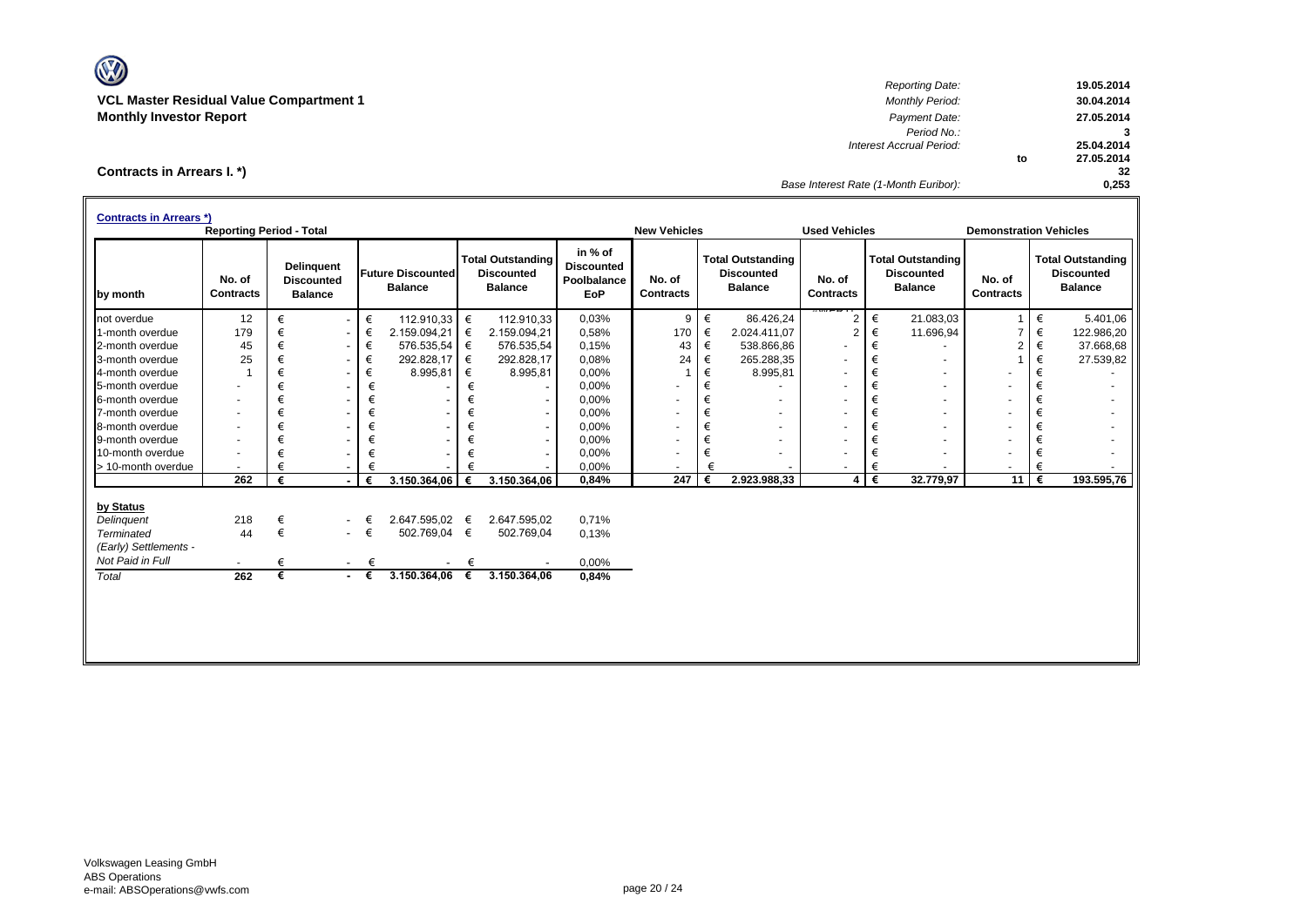**VCL Master Residual Value Compartment 1**
**Monthly Investor Report**

| | | |
|---|---|---|
| *Reporting Date:* | | **19.05.2014** |
| *Monthly Period:* | | **30.04.2014** |
| *Payment Date:* | | **27.05.2014** |
| *Period No.:* | | **3** |
| *Interest Accrual Period:* | | **25.04.2014** |
| | to | **27.05.2014** |
| | | **32** |
| *Base Interest Rate (1-Month Euribor):* | | **0,253** |

## Contracts in Arrears I. *)

**Contracts in Arrears *)**

| | Reporting Period - Total | | | | | New Vehicles | | Used Vehicles | | Demonstration Vehicles | |
|---|---|---|---|---|---|---|---|---|---|---|---|
| **by month** | **No. of Contracts** | **Delinquent Discounted Balance** | **Future Discounted Balance** | **Total Outstanding Discounted Balance** | **in % of Discounted Poolbalance EoP** | **No. of Contracts** | **Total Outstanding Discounted Balance** | **No. of Contracts** | **Total Outstanding Discounted Balance** | **No. of Contracts** | **Total Outstanding Discounted Balance** |
| not overdue | 12 | € - | € 112.910,33 | € 112.910,33 | 0,03% | 9 | € 86.426,24 | 2 | € 21.083,03 | 1 | € 5.401,06 |
| 1-month overdue | 179 | € - | € 2.159.094,21 | € 2.159.094,21 | 0,58% | 170 | € 2.024.411,07 | 2 | € 11.696,94 | 7 | € 122.986,20 |
| 2-month overdue | 45 | € - | € 576.535,54 | € 576.535,54 | 0,15% | 43 | € 538.866,86 | - | € - | 2 | € 37.668,68 |
| 3-month overdue | 25 | € - | € 292.828,17 | € 292.828,17 | 0,08% | 24 | € 265.288,35 | - | € - | 1 | € 27.539,82 |
| 4-month overdue | 1 | € - | € 8.995,81 | € 8.995,81 | 0,00% | 1 | € 8.995,81 | - | € - | - | € - |
| 5-month overdue | - | € - | € - | € - | 0,00% | - | € - | - | € - | - | € - |
| 6-month overdue | - | € - | € - | € - | 0,00% | - | € - | - | € - | - | € - |
| 7-month overdue | - | € - | € - | € - | 0,00% | - | € - | - | € - | - | € - |
| 8-month overdue | - | € - | € - | € - | 0,00% | - | € - | - | € - | - | € - |
| 9-month overdue | - | € - | € - | € - | 0,00% | - | € - | - | € - | - | € - |
| 10-month overdue | - | € - | € - | € - | 0,00% | - | € - | - | € - | - | € - |
| > 10-month overdue | - | € - | € - | € - | 0,00% | - | € - | - | € - | - | € - |
| | **262** | **€ -** | **€ 3.150.364,06** | **€ 3.150.364,06** | **0,84%** | **247** | **€ 2.923.988,33** | **4** | **€ 32.779,97** | **11** | **€ 193.595,76** |

| **by Status** | | | | | |
|---|---|---|---|---|---|
| *Delinquent* | 218 | € - | € 2.647.595,02 | € 2.647.595,02 | 0,71% |
| *Terminated* | 44 | € - | € 502.769,04 | € 502.769,04 | 0,13% |
| *(Early) Settlements - Not Paid in Full* | - | € - | € - | € - | 0,00% |
| *Total* | **262** | **€ -** | **€ 3.150.364,06** | **€ 3.150.364,06** | **0,84%** |

Volkswagen Leasing GmbH
ABS Operations
e-mail: ABSOperations@vwfs.com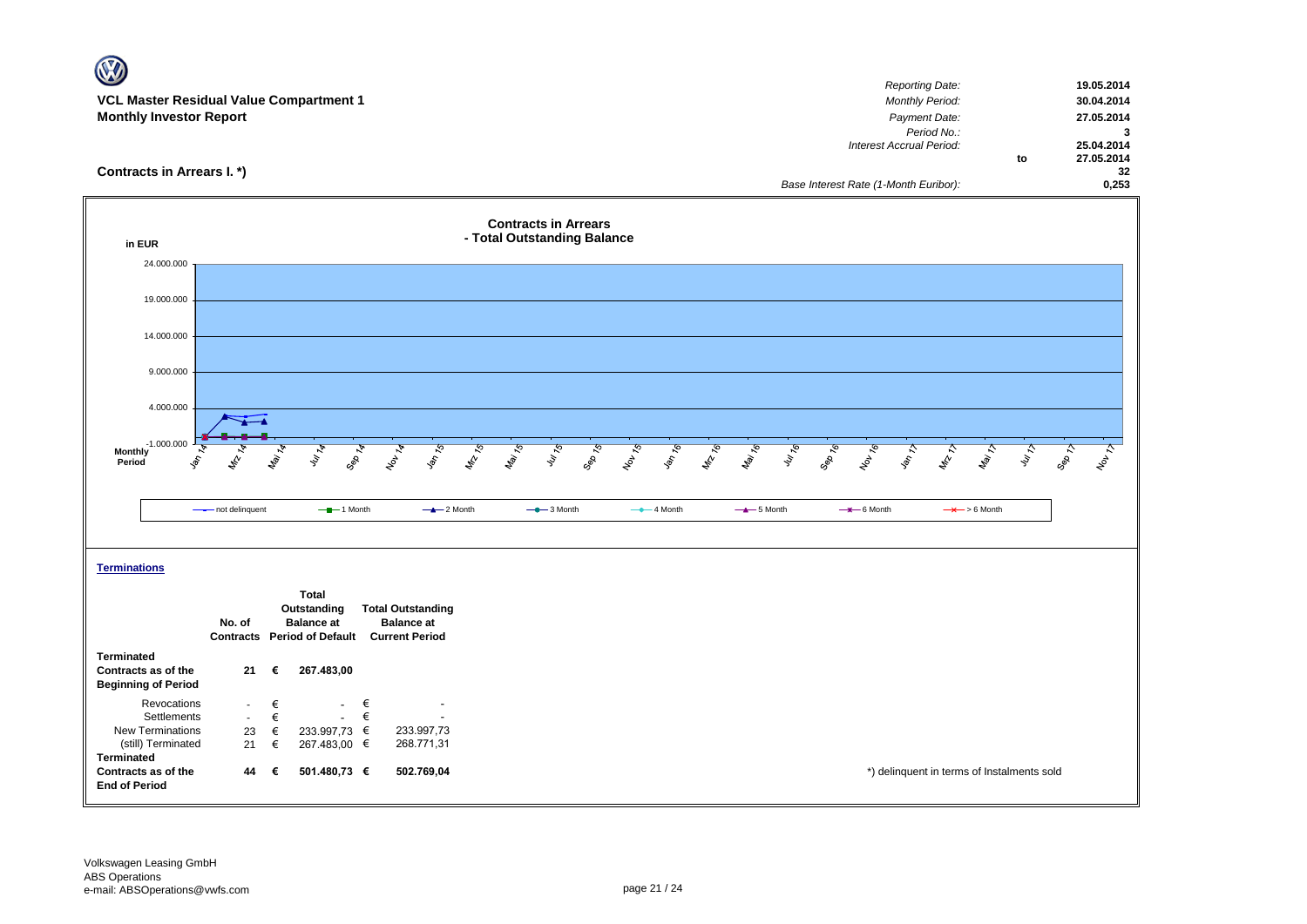**VCL Master Residual Value Compartment 1**
**Monthly Investor Report**

| | | |
|---|---|---|
| *Reporting Date:* | | 19.05.2014 |
| *Monthly Period:* | | 30.04.2014 |
| *Payment Date:* | | 27.05.2014 |
| *Period No.:* | | 3 |
| *Interest Accrual Period:* | | 25.04.2014 |
| | to | 27.05.2014 |
| | | 32 |
| *Base Interest Rate (1-Month Euribor):* | | 0,253 |

## Contracts in Arrears I. *)

**Contracts in Arrears - Total Outstanding Balance**

in EUR

24.000.000
19.000.000
14.000.000
9.000.000
4.000.000
-1.000.000

Monthly Period: Jan 14, Mrz 14, Mai 14, Jul 14, Sep 14, Nov 14, Jan 15, Mrz 15, Mai 15, Jul 15, Sep 15, Nov 15, Jan 16, Mrz 16, Mai 16, Jul 16, Sep 16, Nov 16, Jan 17, Mrz 17, Mai 17, Jul 17, Sep 17, Nov 17

Legend: not delinquent, 1 Month, 2 Month, 3 Month, 4 Month, 5 Month, 6 Month, > 6 Month

### Terminations

| | No. of Contracts | | Total Outstanding Balance at Period of Default | | Total Outstanding Balance at Current Period |
|---|---|---|---|---|---|
| **Terminated Contracts as of the Beginning of Period** | **21** | **€** | **267.483,00** | | |
| Revocations | - | € | - | € | - |
| Settlements | - | € | - | € | - |
| New Terminations | 23 | € | 233.997,73 | € | 233.997,73 |
| (still) Terminated | 21 | € | 267.483,00 | € | 268.771,31 |
| **Terminated Contracts as of the End of Period** | **44** | **€** | **501.480,73** | **€** | **502.769,04** |

*) delinquent in terms of Instalments sold

Volkswagen Leasing GmbH
ABS Operations
e-mail: ABSOperations@vwfs.com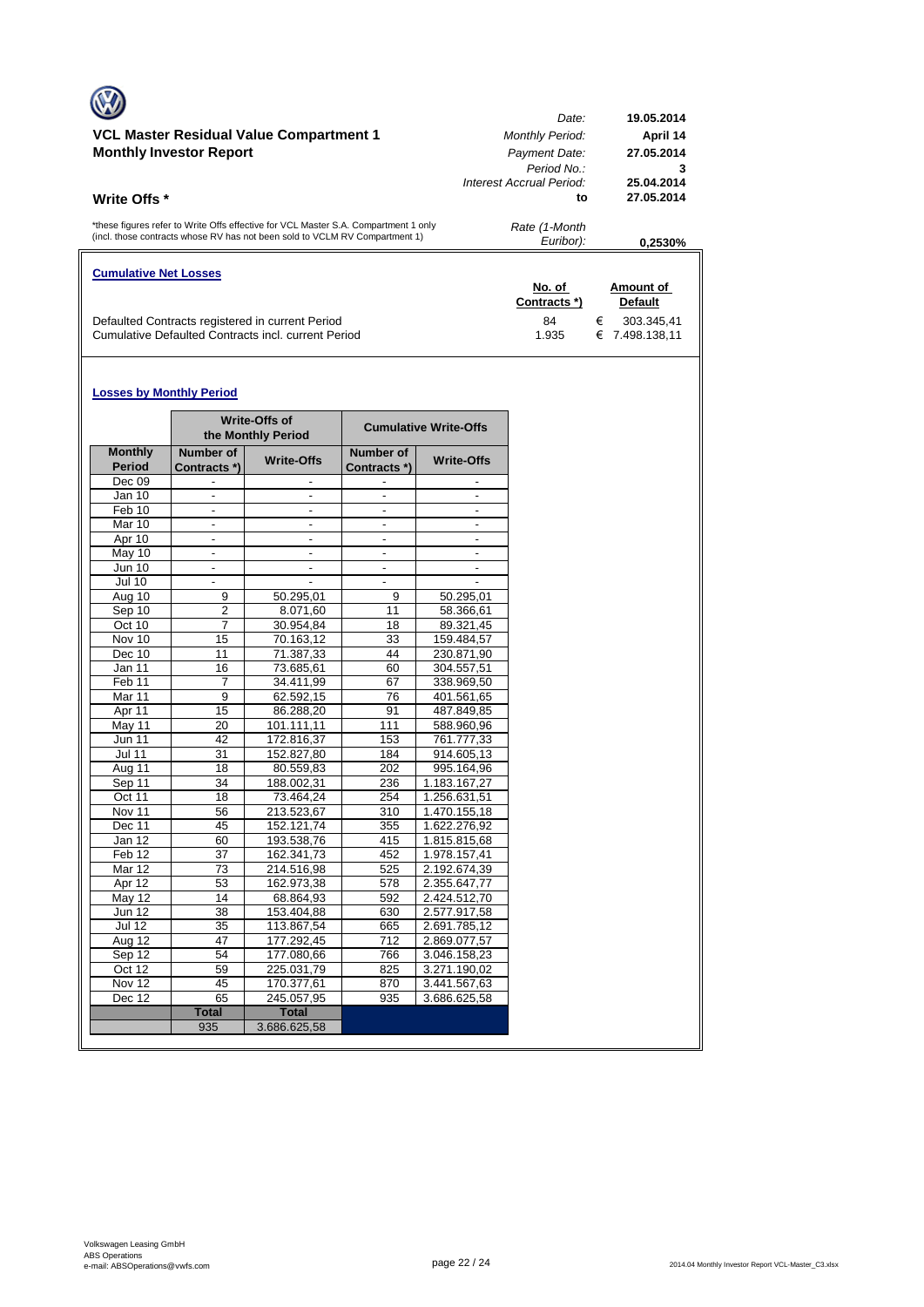## VCL Master Residual Value Compartment 1
## Monthly Investor Report

| | |
|---|---|
| *Date:* | **19.05.2014** |
| *Monthly Period:* | **April 14** |
| *Payment Date:* | **27.05.2014** |
| *Period No.:* | **3** |
| *Interest Accrual Period:* | **25.04.2014** |
| **to** | **27.05.2014** |
| *Rate (1-Month Euribor):* | **0,2530%** |

### Write Offs *

*these figures refer to Write Offs effective for VCL Master S.A. Compartment 1 only (incl. those contracts whose RV has not been sold to VCLM RV Compartment 1)

**Cumulative Net Losses**

| | No. of Contracts *) | Amount of Default |
|---|---|---|
| Defaulted Contracts registered in current Period | 84 | € 303.345,41 |
| Cumulative Defaulted Contracts incl. current Period | 1.935 | € 7.498.138,11 |

**Losses by Monthly Period**

| | Write-Offs of the Monthly Period | | Cumulative Write-Offs | |
|---|---|---|---|---|
| **Monthly Period** | **Number of Contracts *)** | **Write-Offs** | **Number of Contracts *)** | **Write-Offs** |
| Dec 09 | - | - | - | - |
| Jan 10 | - | - | - | - |
| Feb 10 | - | - | - | - |
| Mar 10 | - | - | - | - |
| Apr 10 | - | - | - | - |
| May 10 | - | - | - | - |
| Jun 10 | - | - | - | - |
| Jul 10 | - | - | - | - |
| Aug 10 | 9 | 50.295,01 | 9 | 50.295,01 |
| Sep 10 | 2 | 8.071,60 | 11 | 58.366,61 |
| Oct 10 | 7 | 30.954,84 | 18 | 89.321,45 |
| Nov 10 | 15 | 70.163,12 | 33 | 159.484,57 |
| Dec 10 | 11 | 71.387,33 | 44 | 230.871,90 |
| Jan 11 | 16 | 73.685,61 | 60 | 304.557,51 |
| Feb 11 | 7 | 34.411,99 | 67 | 338.969,50 |
| Mar 11 | 9 | 62.592,15 | 76 | 401.561,65 |
| Apr 11 | 15 | 86.288,20 | 91 | 487.849,85 |
| May 11 | 20 | 101.111,11 | 111 | 588.960,96 |
| Jun 11 | 42 | 172.816,37 | 153 | 761.777,33 |
| Jul 11 | 31 | 152.827,80 | 184 | 914.605,13 |
| Aug 11 | 18 | 80.559,83 | 202 | 995.164,96 |
| Sep 11 | 34 | 188.002,31 | 236 | 1.183.167,27 |
| Oct 11 | 18 | 73.464,24 | 254 | 1.256.631,51 |
| Nov 11 | 56 | 213.523,67 | 310 | 1.470.155,18 |
| Dec 11 | 45 | 152.121,74 | 355 | 1.622.276,92 |
| Jan 12 | 60 | 193.538,76 | 415 | 1.815.815,68 |
| Feb 12 | 37 | 162.341,73 | 452 | 1.978.157,41 |
| Mar 12 | 73 | 214.516,98 | 525 | 2.192.674,39 |
| Apr 12 | 53 | 162.973,38 | 578 | 2.355.647,77 |
| May 12 | 14 | 68.864,93 | 592 | 2.424.512,70 |
| Jun 12 | 38 | 153.404,88 | 630 | 2.577.917,58 |
| Jul 12 | 35 | 113.867,54 | 665 | 2.691.785,12 |
| Aug 12 | 47 | 177.292,45 | 712 | 2.869.077,57 |
| Sep 12 | 54 | 177.080,66 | 766 | 3.046.158,23 |
| Oct 12 | 59 | 225.031,79 | 825 | 3.271.190,02 |
| Nov 12 | 45 | 170.377,61 | 870 | 3.441.567,63 |
| Dec 12 | 65 | 245.057,95 | 935 | 3.686.625,58 |
| | **Total** | **Total** | | |
| | 935 | 3.686.625,58 | | |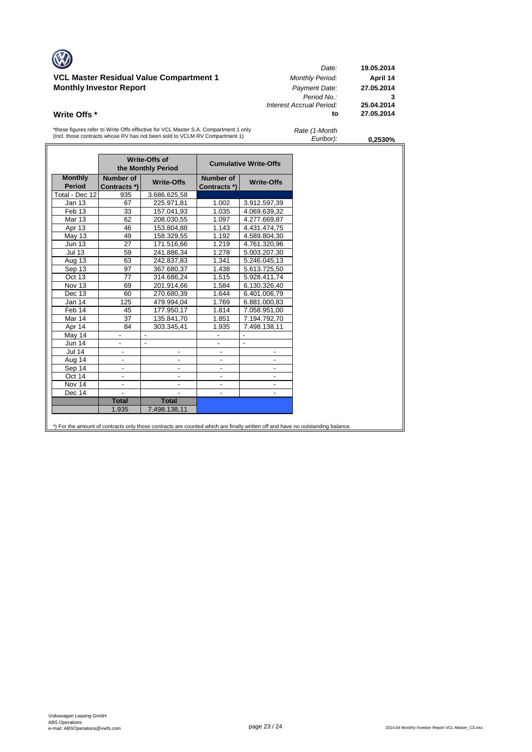**VCL Master Residual Value Compartment 1**
**Monthly Investor Report**

| | |
|---|---|
| *Date:* | **19.05.2014** |
| *Monthly Period:* | **April 14** |
| *Payment Date:* | **27.05.2014** |
| *Period No.:* | **3** |
| *Interest Accrual Period:* | **25.04.2014** |
| **to** | **27.05.2014** |
| *Rate (1-Month Euribor):* | **0,2530%** |

## Write Offs *

*these figures refer to Write Offs effective for VCL Master S.A. Compartment 1 only (incl. those contracts whose RV has not been sold to VCLM RV Compartment 1)

| | Write-Offs of the Monthly Period | | Cumulative Write-Offs | |
|---|---|---|---|---|
| **Monthly Period** | **Number of Contracts \*)** | **Write-Offs** | **Number of Contracts \*)** | **Write-Offs** |
| Total - Dec 12 | 935 | 3.686.625,58 | | |
| Jan 13 | 67 | 225.971,81 | 1.002 | 3.912.597,39 |
| Feb 13 | 33 | 157.041,93 | 1.035 | 4.069.639,32 |
| Mar 13 | 62 | 208.030,55 | 1.097 | 4.277.669,87 |
| Apr 13 | 46 | 153.804,88 | 1.143 | 4.431.474,75 |
| May 13 | 49 | 158.329,55 | 1.192 | 4.589.804,30 |
| Jun 13 | 27 | 171.516,66 | 1.219 | 4.761.320,96 |
| Jul 13 | 59 | 241.886,34 | 1.278 | 5.003.207,30 |
| Aug 13 | 63 | 242.837,83 | 1.341 | 5.246.045,13 |
| Sep 13 | 97 | 367.680,37 | 1.438 | 5.613.725,50 |
| Oct 13 | 77 | 314.686,24 | 1.515 | 5.928.411,74 |
| Nov 13 | 69 | 201.914,66 | 1.584 | 6.130.326,40 |
| Dec 13 | 60 | 270.680,39 | 1.644 | 6.401.006,79 |
| Jan 14 | 125 | 479.994,04 | 1.769 | 6.881.000,83 |
| Feb 14 | 45 | 177.950,17 | 1.814 | 7.058.951,00 |
| Mar 14 | 37 | 135.841,70 | 1.851 | 7.194.792,70 |
| Apr 14 | 84 | 303.345,41 | 1.935 | 7.498.138,11 |
| May 14 | - | - | - | - |
| Jun 14 | - | - | - | - |
| Jul 14 | - | - | - | - |
| Aug 14 | - | - | - | - |
| Sep 14 | - | - | - | - |
| Oct 14 | - | - | - | - |
| Nov 14 | - | - | - | - |
| Dec 14 | - | - | - | - |
| | **Total** | **Total** | | |
| | 1.935 | 7.498.138,11 | | |

*) For the amount of contracts only those contracts are counted which are finally written off and have no outstanding balance.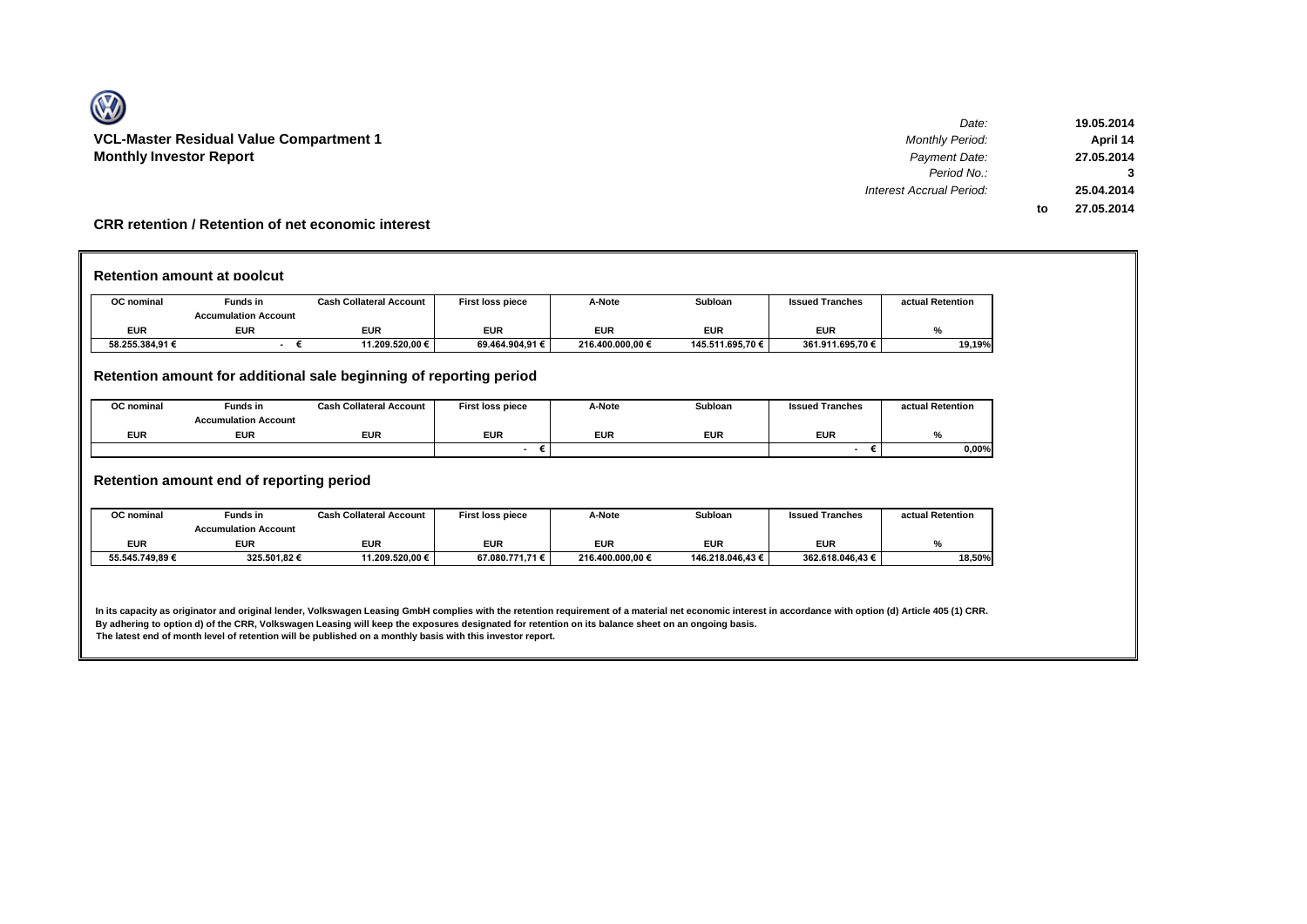**VCL-Master Residual Value Compartment 1**
**Monthly Investor Report**

| | | |
|---|---|---|
| *Date:* | | **19.05.2014** |
| *Monthly Period:* | | **April 14** |
| *Payment Date:* | | **27.05.2014** |
| *Period No.:* | | **3** |
| *Interest Accrual Period:* | | **25.04.2014** |
| | to | **27.05.2014** |

## CRR retention / Retention of net economic interest

### Retention amount at poolcut

| OC nominal | Funds in Accumulation Account | Cash Collateral Account | First loss piece | A-Note | Subloan | Issued Tranches | actual Retention |
|---|---|---|---|---|---|---|---|
| EUR | EUR | EUR | EUR | EUR | EUR | EUR | % |
| 58.255.384,91 € | - € | 11.209.520,00 € | 69.464.904,91 € | 216.400.000,00 € | 145.511.695,70 € | 361.911.695,70 € | 19,19% |

### Retention amount for additional sale beginning of reporting period

| OC nominal | Funds in Accumulation Account | Cash Collateral Account | First loss piece | A-Note | Subloan | Issued Tranches | actual Retention |
|---|---|---|---|---|---|---|---|
| EUR | EUR | EUR | EUR | EUR | EUR | EUR | % |
| | | | - € | | | - € | 0,00% |

### Retention amount end of reporting period

| OC nominal | Funds in Accumulation Account | Cash Collateral Account | First loss piece | A-Note | Subloan | Issued Tranches | actual Retention |
|---|---|---|---|---|---|---|---|
| EUR | EUR | EUR | EUR | EUR | EUR | EUR | % |
| 55.545.749,89 € | 325.501,82 € | 11.209.520,00 € | 67.080.771,71 € | 216.400.000,00 € | 146.218.046,43 € | 362.618.046,43 € | 18,50% |

**In its capacity as originator and original lender, Volkswagen Leasing GmbH complies with the retention requirement of a material net economic interest in accordance with option (d) Article 405 (1) CRR.**
**By adhering to option d) of the CRR, Volkswagen Leasing will keep the exposures designated for retention on its balance sheet on an ongoing basis.**
**The latest end of month level of retention will be published on a monthly basis with this investor report.**